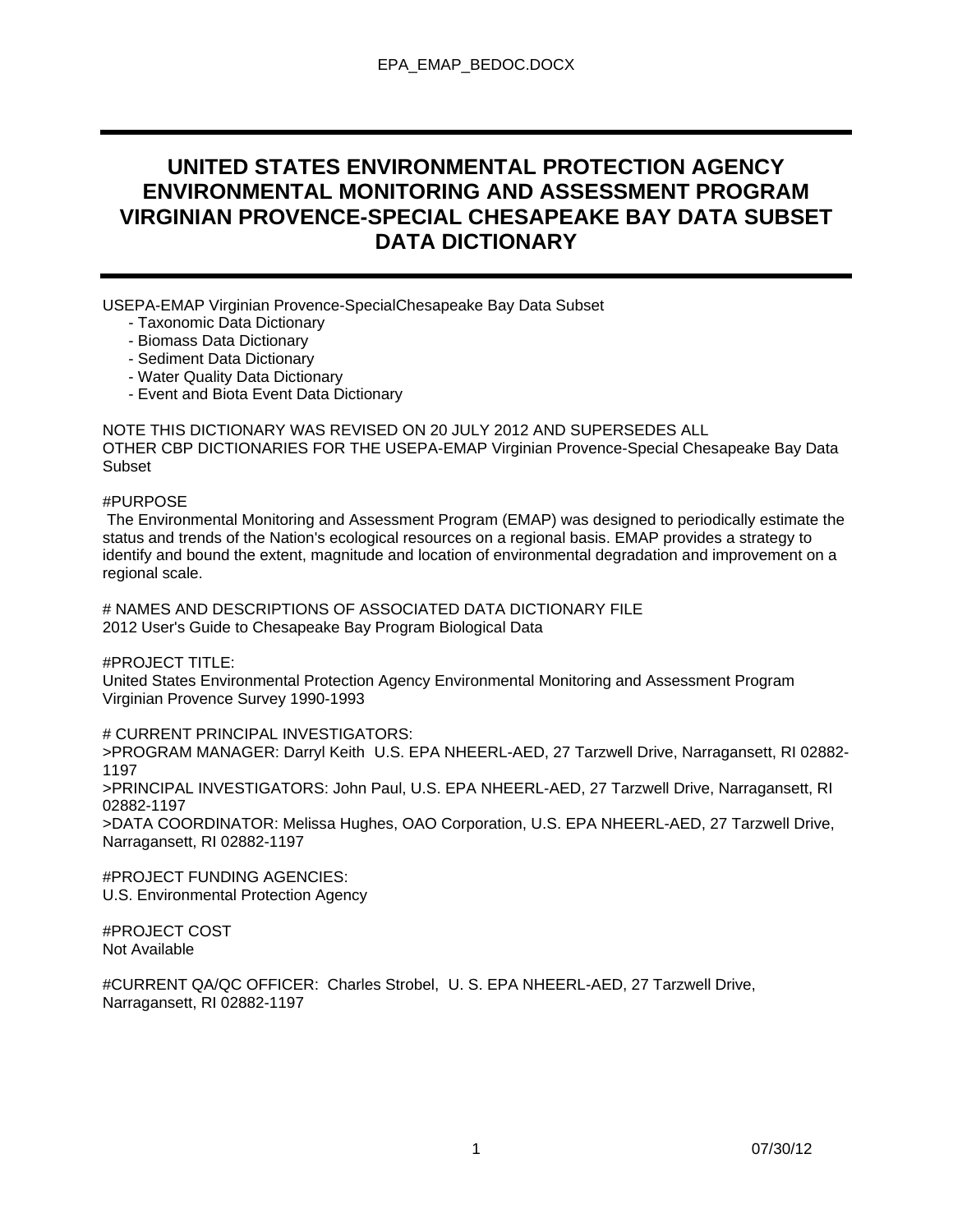# UNITED STATES ENVIRONMENTAL PROTECTION AGENCY ENVIRONMENTAL MONITORING AND ASSESSMENT PROGRAM VIRGINIAN PROVENCE-SPECIAL CHESAPEAKE BAY DATA SUBSET DATA DICTIONARY

USEPA-EMAP Virginian Provence-SpecialChesapeake Bay Data Subset

- Taxonomic Data Dictionary
- Biomass Data Dictionary
- Sediment Data Dictionary
- Water Quality Data Dictionary
- Event and Biota Event Data Dictionary

NOTE THIS DICTIONARY WAS REVISED ON 20 JULY 2012 AND SUPERSEDES ALL OTHER CBP DICTIONARIES FOR THE USEPA-EMAP Virginian Provence-Special Chesapeake Bay Data Subset

#PURPOSE

The Environmental Monitoring and Assessment Program (EMAP) was designed to periodically estimate the status and trends of the Nation's ecological resources on a regional basis. EMAP provides a strategy to identify and bound the extent, magnitude and location of environmental degradation and improvement on a regional scale.

# NAMES AND DESCRIPTIONS OF ASSOCIATED DATA DICTIONARY FILE

2012 User's Guide to Chesapeake Bay Program Biological Data

#PROJECT TITLE:

United States Environmental Protection Agency Environmental Monitoring and Assessment Program Virginian Provence Survey 1990-1993

# CURRENT PRINCIPAL INVESTIGATORS:

>PROGRAM MANAGER: Darryl Keith U.S. EPA NHEERL-AED, 27 Tarzwell Drive, Narragansett, RI 02882-1197

>PRINCIPAL INVESTIGATORS: John Paul, U.S. EPA NHEERL-AED, 27 Tarzwell Drive, Narragansett, RI 02882-1197

>DATA COORDINATOR: Melissa Hughes, OAO Corporation, U.S. EPA NHEERL-AED, 27 Tarzwell Drive, Narragansett, RI 02882-1197

#PROJECT FUNDING AGENCIES:

U.S. Environmental Protection Agency

#PROJECT COST

Not Available

#CURRENT QA/QC OFFICER: Charles Strobel, U. S. EPA NHEERL-AED, 27 Tarzwell Drive, Narragansett, RI 02882-1197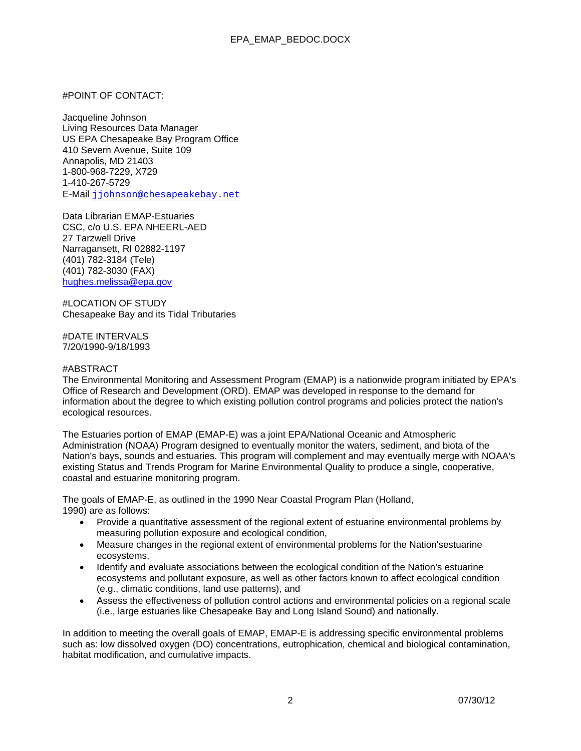#POINT OF CONTACT:

Jacqueline Johnson
Living Resources Data Manager
US EPA Chesapeake Bay Program Office
410 Severn Avenue, Suite 109
Annapolis, MD 21403
1-800-968-7229, X729
1-410-267-5729
E-Mail jjohnson@chesapeakebay.net

Data Librarian EMAP-Estuaries
CSC, c/o U.S. EPA NHEERL-AED
27 Tarzwell Drive
Narragansett, RI 02882-1197
(401) 782-3184 (Tele)
(401) 782-3030 (FAX)
hughes.melissa@epa.gov

#LOCATION OF STUDY
Chesapeake Bay and its Tidal Tributaries

#DATE INTERVALS
7/20/1990-9/18/1993

#ABSTRACT
The Environmental Monitoring and Assessment Program (EMAP) is a nationwide program initiated by EPA's Office of Research and Development (ORD). EMAP was developed in response to the demand for information about the degree to which existing pollution control programs and policies protect the nation's ecological resources.

The Estuaries portion of EMAP (EMAP-E) was a joint EPA/National Oceanic and Atmospheric Administration (NOAA) Program designed to eventually monitor the waters, sediment, and biota of the Nation's bays, sounds and estuaries. This program will complement and may eventually merge with NOAA's existing Status and Trends Program for Marine Environmental Quality to produce a single, cooperative, coastal and estuarine monitoring program.

The goals of EMAP-E, as outlined in the 1990 Near Coastal Program Plan (Holland, 1990) are as follows:

- Provide a quantitative assessment of the regional extent of estuarine environmental problems by measuring pollution exposure and ecological condition,
- Measure changes in the regional extent of environmental problems for the Nation'sestuarine ecosystems,
- Identify and evaluate associations between the ecological condition of the Nation's estuarine ecosystems and pollutant exposure, as well as other factors known to affect ecological condition (e.g., climatic conditions, land use patterns), and
- Assess the effectiveness of pollution control actions and environmental policies on a regional scale (i.e., large estuaries like Chesapeake Bay and Long Island Sound) and nationally.

In addition to meeting the overall goals of EMAP, EMAP-E is addressing specific environmental problems such as: low dissolved oxygen (DO) concentrations, eutrophication, chemical and biological contamination, habitat modification, and cumulative impacts.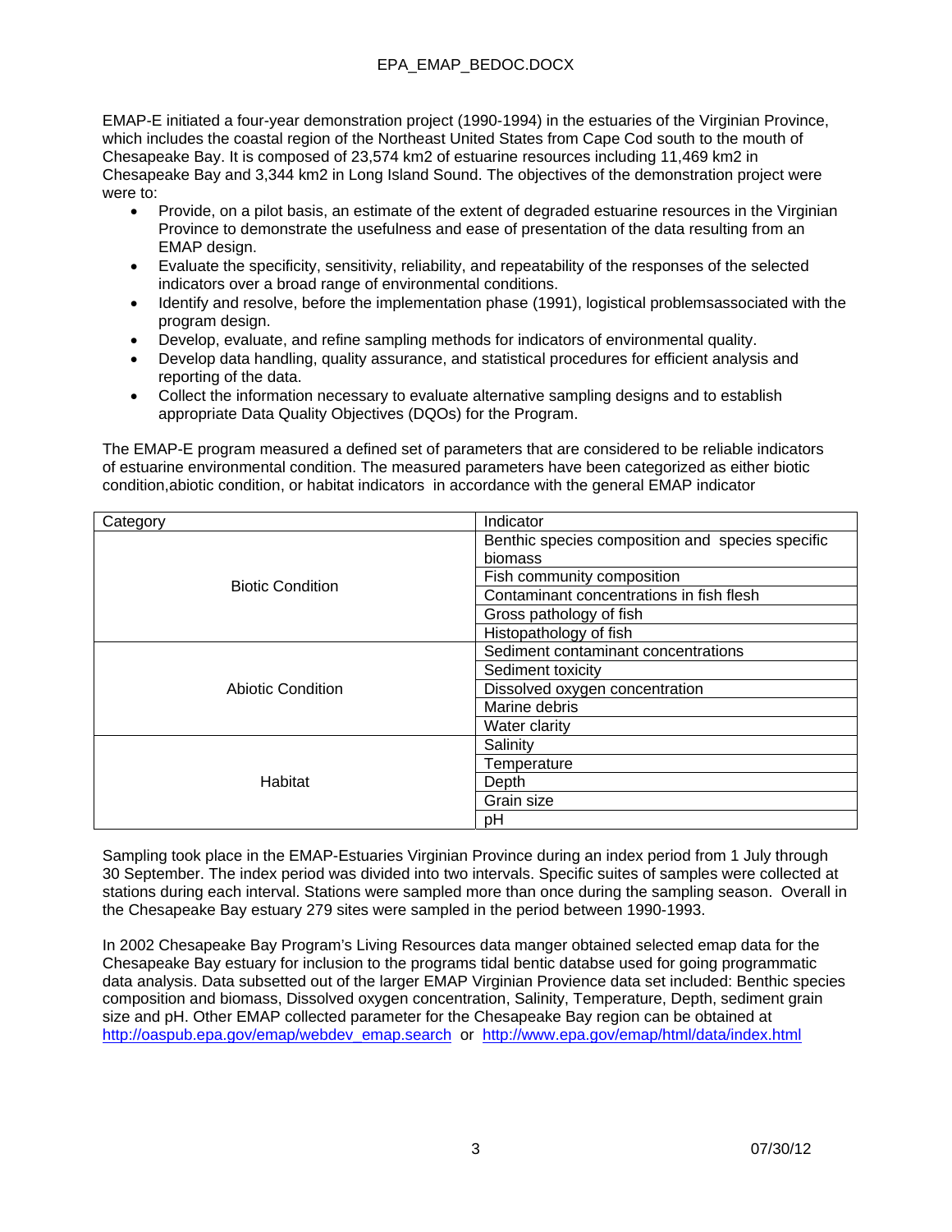EMAP-E initiated a four-year demonstration project (1990-1994) in the estuaries of the Virginian Province, which includes the coastal region of the Northeast United States from Cape Cod south to the mouth of Chesapeake Bay. It is composed of 23,574 km2 of estuarine resources including 11,469 km2 in Chesapeake Bay and 3,344 km2 in Long Island Sound. The objectives of the demonstration project were were to:

- Provide, on a pilot basis, an estimate of the extent of degraded estuarine resources in the Virginian Province to demonstrate the usefulness and ease of presentation of the data resulting from an EMAP design.
- Evaluate the specificity, sensitivity, reliability, and repeatability of the responses of the selected indicators over a broad range of environmental conditions.
- Identify and resolve, before the implementation phase (1991), logistical problemsassociated with the program design.
- Develop, evaluate, and refine sampling methods for indicators of environmental quality.
- Develop data handling, quality assurance, and statistical procedures for efficient analysis and reporting of the data.
- Collect the information necessary to evaluate alternative sampling designs and to establish appropriate Data Quality Objectives (DQOs) for the Program.

The EMAP-E program measured a defined set of parameters that are considered to be reliable indicators of estuarine environmental condition. The measured parameters have been categorized as either biotic condition,abiotic condition, or habitat indicators in accordance with the general EMAP indicator

| Category | Indicator |
|---|---|
| Biotic Condition | Benthic species composition and species specific biomass |
| | Fish community composition |
| | Contaminant concentrations in fish flesh |
| | Gross pathology of fish |
| | Histopathology of fish |
| Abiotic Condition | Sediment contaminant concentrations |
| | Sediment toxicity |
| | Dissolved oxygen concentration |
| | Marine debris |
| | Water clarity |
| Habitat | Salinity |
| | Temperature |
| | Depth |
| | Grain size |
| | pH |

Sampling took place in the EMAP-Estuaries Virginian Province during an index period from 1 July through 30 September. The index period was divided into two intervals. Specific suites of samples were collected at stations during each interval. Stations were sampled more than once during the sampling season. Overall in the Chesapeake Bay estuary 279 sites were sampled in the period between 1990-1993.

In 2002 Chesapeake Bay Program's Living Resources data manger obtained selected emap data for the Chesapeake Bay estuary for inclusion to the programs tidal bentic databse used for going programmatic data analysis. Data subsetted out of the larger EMAP Virginian Provience data set included: Benthic species composition and biomass, Dissolved oxygen concentration, Salinity, Temperature, Depth, sediment grain size and pH. Other EMAP collected parameter for the Chesapeake Bay region can be obtained at http://oaspub.epa.gov/emap/webdev_emap.search or http://www.epa.gov/emap/html/data/index.html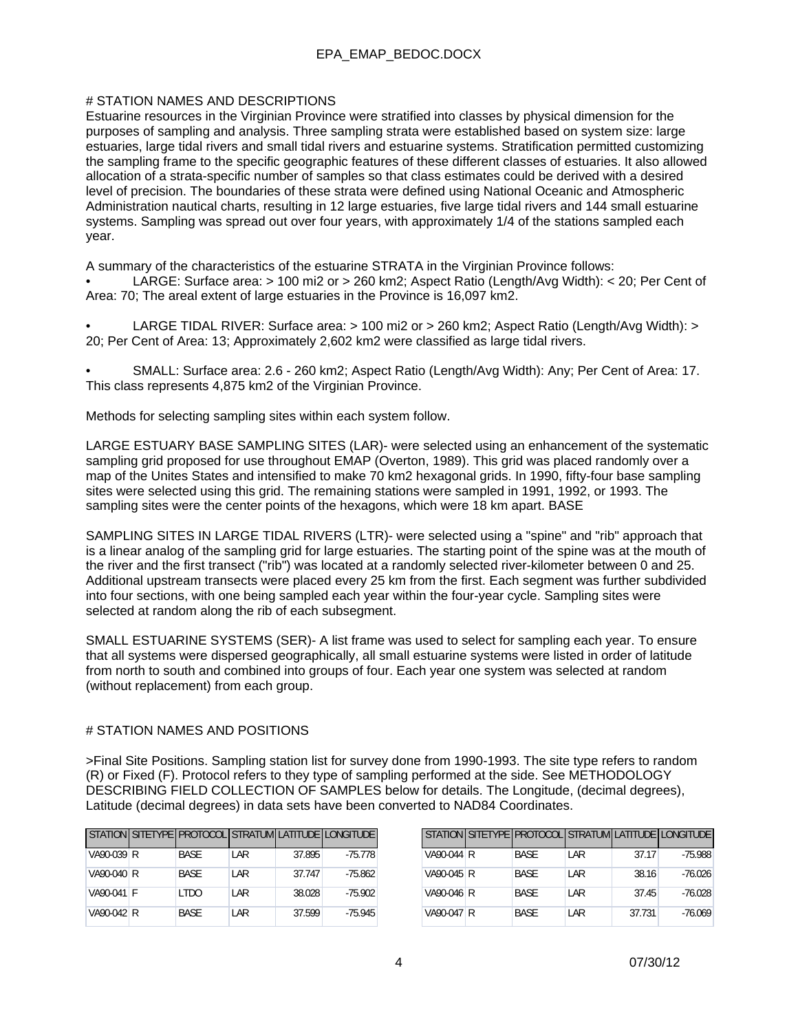# STATION NAMES AND DESCRIPTIONS

Estuarine resources in the Virginian Province were stratified into classes by physical dimension for the purposes of sampling and analysis. Three sampling strata were established based on system size: large estuaries, large tidal rivers and small tidal rivers and estuarine systems. Stratification permitted customizing the sampling frame to the specific geographic features of these different classes of estuaries. It also allowed allocation of a strata-specific number of samples so that class estimates could be derived with a desired level of precision. The boundaries of these strata were defined using National Oceanic and Atmospheric Administration nautical charts, resulting in 12 large estuaries, five large tidal rivers and 144 small estuarine systems. Sampling was spread out over four years, with approximately 1/4 of the stations sampled each year.

A summary of the characteristics of the estuarine STRATA in the Virginian Province follows:

- LARGE: Surface area: > 100 mi2 or > 260 km2; Aspect Ratio (Length/Avg Width): < 20; Per Cent of Area: 70; The areal extent of large estuaries in the Province is 16,097 km2.

- LARGE TIDAL RIVER: Surface area: > 100 mi2 or > 260 km2; Aspect Ratio (Length/Avg Width): > 20; Per Cent of Area: 13; Approximately 2,602 km2 were classified as large tidal rivers.

- SMALL: Surface area: 2.6 - 260 km2; Aspect Ratio (Length/Avg Width): Any; Per Cent of Area: 17. This class represents 4,875 km2 of the Virginian Province.

Methods for selecting sampling sites within each system follow.

LARGE ESTUARY BASE SAMPLING SITES (LAR)- were selected using an enhancement of the systematic sampling grid proposed for use throughout EMAP (Overton, 1989). This grid was placed randomly over a map of the Unites States and intensified to make 70 km2 hexagonal grids. In 1990, fifty-four base sampling sites were selected using this grid. The remaining stations were sampled in 1991, 1992, or 1993. The sampling sites were the center points of the hexagons, which were 18 km apart. BASE

SAMPLING SITES IN LARGE TIDAL RIVERS (LTR)- were selected using a "spine" and "rib" approach that is a linear analog of the sampling grid for large estuaries. The starting point of the spine was at the mouth of the river and the first transect ("rib") was located at a randomly selected river-kilometer between 0 and 25. Additional upstream transects were placed every 25 km from the first. Each segment was further subdivided into four sections, with one being sampled each year within the four-year cycle. Sampling sites were selected at random along the rib of each subsegment.

SMALL ESTUARINE SYSTEMS (SER)- A list frame was used to select for sampling each year. To ensure that all systems were dispersed geographically, all small estuarine systems were listed in order of latitude from north to south and combined into groups of four. Each year one system was selected at random (without replacement) from each group.

# STATION NAMES AND POSITIONS

>Final Site Positions. Sampling station list for survey done from 1990-1993. The site type refers to random (R) or Fixed (F). Protocol refers to they type of sampling performed at the side. See METHODOLOGY DESCRIBING FIELD COLLECTION OF SAMPLES below for details. The Longitude, (decimal degrees), Latitude (decimal degrees) in data sets have been converted to NAD84 Coordinates.

| STATION | SITETYPE | PROTOCOL | STRATUM | LATITUDE | LONGITUDE |
|---|---|---|---|---|---|
| VA90-039 | R | BASE | LAR | 37.895 | -75.778 |
| VA90-040 | R | BASE | LAR | 37.747 | -75.862 |
| VA90-041 | F | LTDO | LAR | 38.028 | -75.902 |
| VA90-042 | R | BASE | LAR | 37.599 | -75.945 |
| VA90-044 | R | BASE | LAR | 37.17 | -75.988 |
| VA90-045 | R | BASE | LAR | 38.16 | -76.026 |
| VA90-046 | R | BASE | LAR | 37.45 | -76.028 |
| VA90-047 | R | BASE | LAR | 37.731 | -76.069 |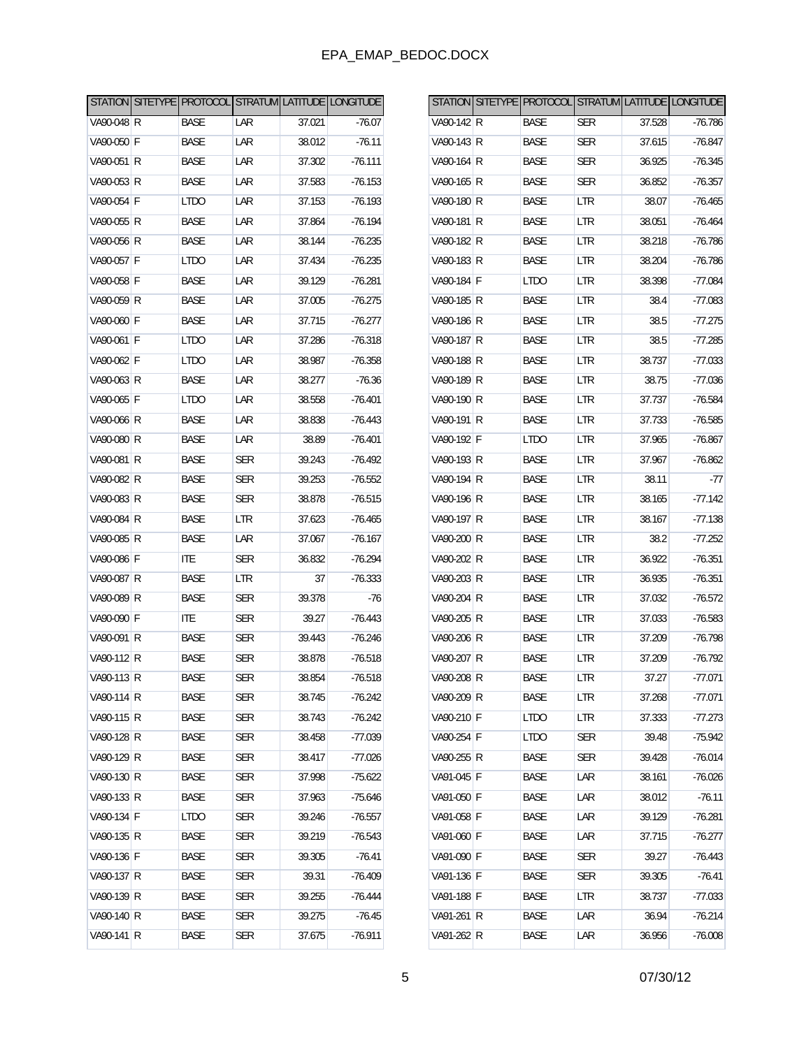| STATION | SITETYPE | PROTOCOL | STRATUM | LATITUDE | LONGITUDE |
|---|---|---|---|---|---|
| VA90-048 | R | BASE | LAR | 37.021 | -76.07 |
| VA90-050 | F | BASE | LAR | 38.012 | -76.11 |
| VA90-051 | R | BASE | LAR | 37.302 | -76.111 |
| VA90-053 | R | BASE | LAR | 37.583 | -76.153 |
| VA90-054 | F | LTDO | LAR | 37.153 | -76.193 |
| VA90-055 | R | BASE | LAR | 37.864 | -76.194 |
| VA90-056 | R | BASE | LAR | 38.144 | -76.235 |
| VA90-057 | F | LTDO | LAR | 37.434 | -76.235 |
| VA90-058 | F | BASE | LAR | 39.129 | -76.281 |
| VA90-059 | R | BASE | LAR | 37.005 | -76.275 |
| VA90-060 | F | BASE | LAR | 37.715 | -76.277 |
| VA90-061 | F | LTDO | LAR | 37.286 | -76.318 |
| VA90-062 | F | LTDO | LAR | 38.987 | -76.358 |
| VA90-063 | R | BASE | LAR | 38.277 | -76.36 |
| VA90-065 | F | LTDO | LAR | 38.558 | -76.401 |
| VA90-066 | R | BASE | LAR | 38.838 | -76.443 |
| VA90-080 | R | BASE | LAR | 38.89 | -76.401 |
| VA90-081 | R | BASE | SER | 39.243 | -76.492 |
| VA90-082 | R | BASE | SER | 39.253 | -76.552 |
| VA90-083 | R | BASE | SER | 38.878 | -76.515 |
| VA90-084 | R | BASE | LTR | 37.623 | -76.465 |
| VA90-085 | R | BASE | LAR | 37.067 | -76.167 |
| VA90-086 | F | ITE | SER | 36.832 | -76.294 |
| VA90-087 | R | BASE | LTR | 37 | -76.333 |
| VA90-089 | R | BASE | SER | 39.378 | -76 |
| VA90-090 | F | ITE | SER | 39.27 | -76.443 |
| VA90-091 | R | BASE | SER | 39.443 | -76.246 |
| VA90-112 | R | BASE | SER | 38.878 | -76.518 |
| VA90-113 | R | BASE | SER | 38.854 | -76.518 |
| VA90-114 | R | BASE | SER | 38.745 | -76.242 |
| VA90-115 | R | BASE | SER | 38.743 | -76.242 |
| VA90-128 | R | BASE | SER | 38.458 | -77.039 |
| VA90-129 | R | BASE | SER | 38.417 | -77.026 |
| VA90-130 | R | BASE | SER | 37.998 | -75.622 |
| VA90-133 | R | BASE | SER | 37.963 | -75.646 |
| VA90-134 | F | LTDO | SER | 39.246 | -76.557 |
| VA90-135 | R | BASE | SER | 39.219 | -76.543 |
| VA90-136 | F | BASE | SER | 39.305 | -76.41 |
| VA90-137 | R | BASE | SER | 39.31 | -76.409 |
| VA90-139 | R | BASE | SER | 39.255 | -76.444 |
| VA90-140 | R | BASE | SER | 39.275 | -76.45 |
| VA90-141 | R | BASE | SER | 37.675 | -76.911 |
| VA90-142 | R | BASE | SER | 37.528 | -76.786 |
| VA90-143 | R | BASE | SER | 37.615 | -76.847 |
| VA90-164 | R | BASE | SER | 36.925 | -76.345 |
| VA90-165 | R | BASE | SER | 36.852 | -76.357 |
| VA90-180 | R | BASE | LTR | 38.07 | -76.465 |
| VA90-181 | R | BASE | LTR | 38.051 | -76.464 |
| VA90-182 | R | BASE | LTR | 38.218 | -76.786 |
| VA90-183 | R | BASE | LTR | 38.204 | -76.786 |
| VA90-184 | F | LTDO | LTR | 38.398 | -77.084 |
| VA90-185 | R | BASE | LTR | 38.4 | -77.083 |
| VA90-186 | R | BASE | LTR | 38.5 | -77.275 |
| VA90-187 | R | BASE | LTR | 38.5 | -77.285 |
| VA90-188 | R | BASE | LTR | 38.737 | -77.033 |
| VA90-189 | R | BASE | LTR | 38.75 | -77.036 |
| VA90-190 | R | BASE | LTR | 37.737 | -76.584 |
| VA90-191 | R | BASE | LTR | 37.733 | -76.585 |
| VA90-192 | F | LTDO | LTR | 37.965 | -76.867 |
| VA90-193 | R | BASE | LTR | 37.967 | -76.862 |
| VA90-194 | R | BASE | LTR | 38.11 | -77 |
| VA90-196 | R | BASE | LTR | 38.165 | -77.142 |
| VA90-197 | R | BASE | LTR | 38.167 | -77.138 |
| VA90-200 | R | BASE | LTR | 38.2 | -77.252 |
| VA90-202 | R | BASE | LTR | 36.922 | -76.351 |
| VA90-203 | R | BASE | LTR | 36.935 | -76.351 |
| VA90-204 | R | BASE | LTR | 37.032 | -76.572 |
| VA90-205 | R | BASE | LTR | 37.033 | -76.583 |
| VA90-206 | R | BASE | LTR | 37.209 | -76.798 |
| VA90-207 | R | BASE | LTR | 37.209 | -76.792 |
| VA90-208 | R | BASE | LTR | 37.27 | -77.071 |
| VA90-209 | R | BASE | LTR | 37.268 | -77.071 |
| VA90-210 | F | LTDO | LTR | 37.333 | -77.273 |
| VA90-254 | F | LTDO | SER | 39.48 | -75.942 |
| VA90-255 | R | BASE | SER | 39.428 | -76.014 |
| VA91-045 | F | BASE | LAR | 38.161 | -76.026 |
| VA91-050 | F | BASE | LAR | 38.012 | -76.11 |
| VA91-058 | F | BASE | LAR | 39.129 | -76.281 |
| VA91-060 | F | BASE | LAR | 37.715 | -76.277 |
| VA91-090 | F | BASE | SER | 39.27 | -76.443 |
| VA91-136 | F | BASE | SER | 39.305 | -76.41 |
| VA91-188 | F | BASE | LTR | 38.737 | -77.033 |
| VA91-261 | R | BASE | LAR | 36.94 | -76.214 |
| VA91-262 | R | BASE | LAR | 36.956 | -76.008 |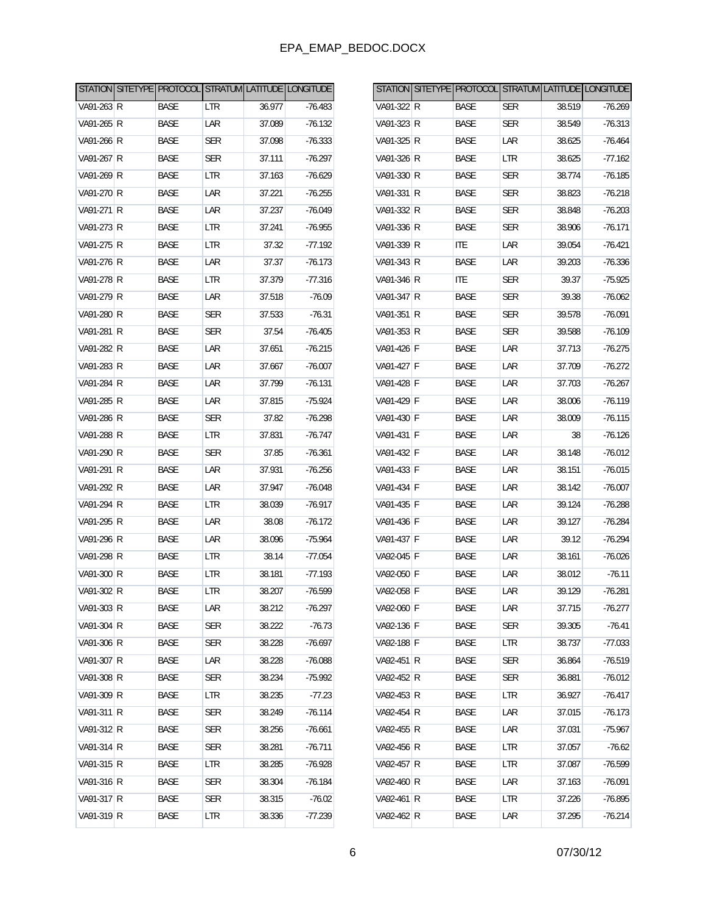| STATION | SITETYPE | PROTOCOL | STRATUM | LATITUDE | LONGITUDE |
|---|---|---|---|---|---|
| VA91-263 | R | BASE | LTR | 36.977 | -76.483 |
| VA91-265 | R | BASE | LAR | 37.089 | -76.132 |
| VA91-266 | R | BASE | SER | 37.098 | -76.333 |
| VA91-267 | R | BASE | SER | 37.111 | -76.297 |
| VA91-269 | R | BASE | LTR | 37.163 | -76.629 |
| VA91-270 | R | BASE | LAR | 37.221 | -76.255 |
| VA91-271 | R | BASE | LAR | 37.237 | -76.049 |
| VA91-273 | R | BASE | LTR | 37.241 | -76.955 |
| VA91-275 | R | BASE | LTR | 37.32 | -77.192 |
| VA91-276 | R | BASE | LAR | 37.37 | -76.173 |
| VA91-278 | R | BASE | LTR | 37.379 | -77.316 |
| VA91-279 | R | BASE | LAR | 37.518 | -76.09 |
| VA91-280 | R | BASE | SER | 37.533 | -76.31 |
| VA91-281 | R | BASE | SER | 37.54 | -76.405 |
| VA91-282 | R | BASE | LAR | 37.651 | -76.215 |
| VA91-283 | R | BASE | LAR | 37.667 | -76.007 |
| VA91-284 | R | BASE | LAR | 37.799 | -76.131 |
| VA91-285 | R | BASE | LAR | 37.815 | -75.924 |
| VA91-286 | R | BASE | SER | 37.82 | -76.298 |
| VA91-288 | R | BASE | LTR | 37.831 | -76.747 |
| VA91-290 | R | BASE | SER | 37.85 | -76.361 |
| VA91-291 | R | BASE | LAR | 37.931 | -76.256 |
| VA91-292 | R | BASE | LAR | 37.947 | -76.048 |
| VA91-294 | R | BASE | LTR | 38.039 | -76.917 |
| VA91-295 | R | BASE | LAR | 38.08 | -76.172 |
| VA91-296 | R | BASE | LAR | 38.096 | -75.964 |
| VA91-298 | R | BASE | LTR | 38.14 | -77.054 |
| VA91-300 | R | BASE | LTR | 38.181 | -77.193 |
| VA91-302 | R | BASE | LTR | 38.207 | -76.599 |
| VA91-303 | R | BASE | LAR | 38.212 | -76.297 |
| VA91-304 | R | BASE | SER | 38.222 | -76.73 |
| VA91-306 | R | BASE | SER | 38.228 | -76.697 |
| VA91-307 | R | BASE | LAR | 38.228 | -76.088 |
| VA91-308 | R | BASE | SER | 38.234 | -75.992 |
| VA91-309 | R | BASE | LTR | 38.235 | -77.23 |
| VA91-311 | R | BASE | SER | 38.249 | -76.114 |
| VA91-312 | R | BASE | SER | 38.256 | -76.661 |
| VA91-314 | R | BASE | SER | 38.281 | -76.711 |
| VA91-315 | R | BASE | LTR | 38.285 | -76.928 |
| VA91-316 | R | BASE | SER | 38.304 | -76.184 |
| VA91-317 | R | BASE | SER | 38.315 | -76.02 |
| VA91-319 | R | BASE | LTR | 38.336 | -77.239 |
| VA91-322 | R | BASE | SER | 38.519 | -76.269 |
| VA91-323 | R | BASE | SER | 38.549 | -76.313 |
| VA91-325 | R | BASE | LAR | 38.625 | -76.464 |
| VA91-326 | R | BASE | LTR | 38.625 | -77.162 |
| VA91-330 | R | BASE | SER | 38.774 | -76.185 |
| VA91-331 | R | BASE | SER | 38.823 | -76.218 |
| VA91-332 | R | BASE | SER | 38.848 | -76.203 |
| VA91-336 | R | BASE | SER | 38.906 | -76.171 |
| VA91-339 | R | ITE | LAR | 39.054 | -76.421 |
| VA91-343 | R | BASE | LAR | 39.203 | -76.336 |
| VA91-346 | R | ITE | SER | 39.37 | -75.925 |
| VA91-347 | R | BASE | SER | 39.38 | -76.062 |
| VA91-351 | R | BASE | SER | 39.578 | -76.091 |
| VA91-353 | R | BASE | SER | 39.588 | -76.109 |
| VA91-426 | F | BASE | LAR | 37.713 | -76.275 |
| VA91-427 | F | BASE | LAR | 37.709 | -76.272 |
| VA91-428 | F | BASE | LAR | 37.703 | -76.267 |
| VA91-429 | F | BASE | LAR | 38.006 | -76.119 |
| VA91-430 | F | BASE | LAR | 38.009 | -76.115 |
| VA91-431 | F | BASE | LAR | 38 | -76.126 |
| VA91-432 | F | BASE | LAR | 38.148 | -76.012 |
| VA91-433 | F | BASE | LAR | 38.151 | -76.015 |
| VA91-434 | F | BASE | LAR | 38.142 | -76.007 |
| VA91-435 | F | BASE | LAR | 39.124 | -76.288 |
| VA91-436 | F | BASE | LAR | 39.127 | -76.284 |
| VA91-437 | F | BASE | LAR | 39.12 | -76.294 |
| VA92-045 | F | BASE | LAR | 38.161 | -76.026 |
| VA92-050 | F | BASE | LAR | 38.012 | -76.11 |
| VA92-058 | F | BASE | LAR | 39.129 | -76.281 |
| VA92-060 | F | BASE | LAR | 37.715 | -76.277 |
| VA92-136 | F | BASE | SER | 39.305 | -76.41 |
| VA92-188 | F | BASE | LTR | 38.737 | -77.033 |
| VA92-451 | R | BASE | SER | 36.864 | -76.519 |
| VA92-452 | R | BASE | SER | 36.881 | -76.012 |
| VA92-453 | R | BASE | LTR | 36.927 | -76.417 |
| VA92-454 | R | BASE | LAR | 37.015 | -76.173 |
| VA92-455 | R | BASE | LAR | 37.031 | -75.967 |
| VA92-456 | R | BASE | LTR | 37.057 | -76.62 |
| VA92-457 | R | BASE | LTR | 37.087 | -76.599 |
| VA92-460 | R | BASE | LAR | 37.163 | -76.091 |
| VA92-461 | R | BASE | LTR | 37.226 | -76.895 |
| VA92-462 | R | BASE | LAR | 37.295 | -76.214 |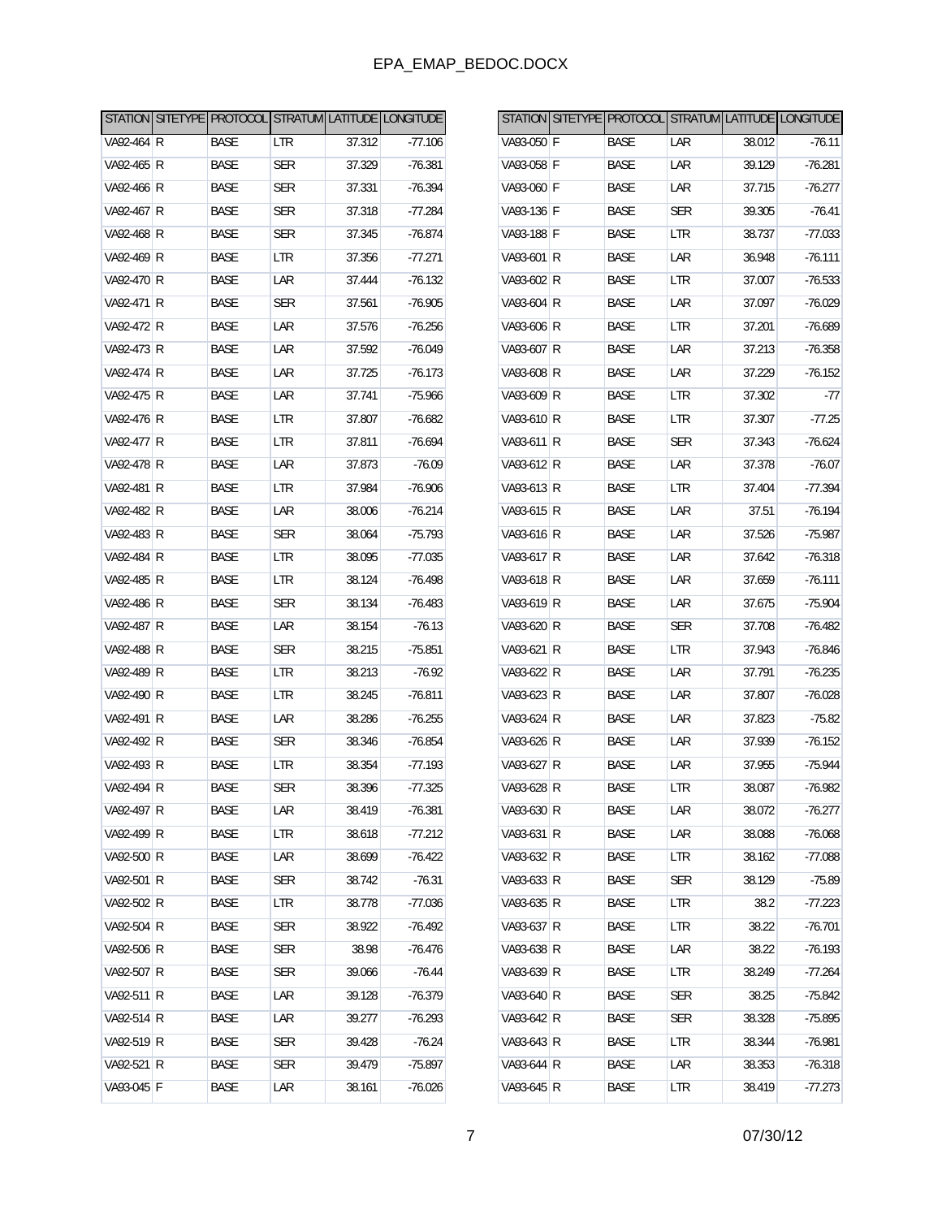| STATION | SITETYPE | PROTOCOL | STRATUM | LATITUDE | LONGITUDE |
| --- | --- | --- | --- | --- | --- |
| VA92-464 | R | BASE | LTR | 37.312 | -77.106 |
| VA92-465 | R | BASE | SER | 37.329 | -76.381 |
| VA92-466 | R | BASE | SER | 37.331 | -76.394 |
| VA92-467 | R | BASE | SER | 37.318 | -77.284 |
| VA92-468 | R | BASE | SER | 37.345 | -76.874 |
| VA92-469 | R | BASE | LTR | 37.356 | -77.271 |
| VA92-470 | R | BASE | LAR | 37.444 | -76.132 |
| VA92-471 | R | BASE | SER | 37.561 | -76.905 |
| VA92-472 | R | BASE | LAR | 37.576 | -76.256 |
| VA92-473 | R | BASE | LAR | 37.592 | -76.049 |
| VA92-474 | R | BASE | LAR | 37.725 | -76.173 |
| VA92-475 | R | BASE | LAR | 37.741 | -75.966 |
| VA92-476 | R | BASE | LTR | 37.807 | -76.682 |
| VA92-477 | R | BASE | LTR | 37.811 | -76.694 |
| VA92-478 | R | BASE | LAR | 37.873 | -76.09 |
| VA92-481 | R | BASE | LTR | 37.984 | -76.906 |
| VA92-482 | R | BASE | LAR | 38.006 | -76.214 |
| VA92-483 | R | BASE | SER | 38.064 | -75.793 |
| VA92-484 | R | BASE | LTR | 38.095 | -77.035 |
| VA92-485 | R | BASE | LTR | 38.124 | -76.498 |
| VA92-486 | R | BASE | SER | 38.134 | -76.483 |
| VA92-487 | R | BASE | LAR | 38.154 | -76.13 |
| VA92-488 | R | BASE | SER | 38.215 | -75.851 |
| VA92-489 | R | BASE | LTR | 38.213 | -76.92 |
| VA92-490 | R | BASE | LTR | 38.245 | -76.811 |
| VA92-491 | R | BASE | LAR | 38.286 | -76.255 |
| VA92-492 | R | BASE | SER | 38.346 | -76.854 |
| VA92-493 | R | BASE | LTR | 38.354 | -77.193 |
| VA92-494 | R | BASE | SER | 38.396 | -77.325 |
| VA92-497 | R | BASE | LAR | 38.419 | -76.381 |
| VA92-499 | R | BASE | LTR | 38.618 | -77.212 |
| VA92-500 | R | BASE | LAR | 38.699 | -76.422 |
| VA92-501 | R | BASE | SER | 38.742 | -76.31 |
| VA92-502 | R | BASE | LTR | 38.778 | -77.036 |
| VA92-504 | R | BASE | SER | 38.922 | -76.492 |
| VA92-506 | R | BASE | SER | 38.98 | -76.476 |
| VA92-507 | R | BASE | SER | 39.066 | -76.44 |
| VA92-511 | R | BASE | LAR | 39.128 | -76.379 |
| VA92-514 | R | BASE | LAR | 39.277 | -76.293 |
| VA92-519 | R | BASE | SER | 39.428 | -76.24 |
| VA92-521 | R | BASE | SER | 39.479 | -75.897 |
| VA93-045 | F | BASE | LAR | 38.161 | -76.026 |
| VA93-050 | F | BASE | LAR | 38.012 | -76.11 |
| VA93-058 | F | BASE | LAR | 39.129 | -76.281 |
| VA93-060 | F | BASE | LAR | 37.715 | -76.277 |
| VA93-136 | F | BASE | SER | 39.305 | -76.41 |
| VA93-188 | F | BASE | LTR | 38.737 | -77.033 |
| VA93-601 | R | BASE | LAR | 36.948 | -76.111 |
| VA93-602 | R | BASE | LTR | 37.007 | -76.533 |
| VA93-604 | R | BASE | LAR | 37.097 | -76.029 |
| VA93-606 | R | BASE | LTR | 37.201 | -76.689 |
| VA93-607 | R | BASE | LAR | 37.213 | -76.358 |
| VA93-608 | R | BASE | LAR | 37.229 | -76.152 |
| VA93-609 | R | BASE | LTR | 37.302 | -77 |
| VA93-610 | R | BASE | LTR | 37.307 | -77.25 |
| VA93-611 | R | BASE | SER | 37.343 | -76.624 |
| VA93-612 | R | BASE | LAR | 37.378 | -76.07 |
| VA93-613 | R | BASE | LTR | 37.404 | -77.394 |
| VA93-615 | R | BASE | LAR | 37.51 | -76.194 |
| VA93-616 | R | BASE | LAR | 37.526 | -75.987 |
| VA93-617 | R | BASE | LAR | 37.642 | -76.318 |
| VA93-618 | R | BASE | LAR | 37.659 | -76.111 |
| VA93-619 | R | BASE | LAR | 37.675 | -75.904 |
| VA93-620 | R | BASE | SER | 37.708 | -76.482 |
| VA93-621 | R | BASE | LTR | 37.943 | -76.846 |
| VA93-622 | R | BASE | LAR | 37.791 | -76.235 |
| VA93-623 | R | BASE | LAR | 37.807 | -76.028 |
| VA93-624 | R | BASE | LAR | 37.823 | -75.82 |
| VA93-626 | R | BASE | LAR | 37.939 | -76.152 |
| VA93-627 | R | BASE | LAR | 37.955 | -75.944 |
| VA93-628 | R | BASE | LTR | 38.087 | -76.982 |
| VA93-630 | R | BASE | LAR | 38.072 | -76.277 |
| VA93-631 | R | BASE | LAR | 38.088 | -76.068 |
| VA93-632 | R | BASE | LTR | 38.162 | -77.088 |
| VA93-633 | R | BASE | SER | 38.129 | -75.89 |
| VA93-635 | R | BASE | LTR | 38.2 | -77.223 |
| VA93-637 | R | BASE | LTR | 38.22 | -76.701 |
| VA93-638 | R | BASE | LAR | 38.22 | -76.193 |
| VA93-639 | R | BASE | LTR | 38.249 | -77.264 |
| VA93-640 | R | BASE | SER | 38.25 | -75.842 |
| VA93-642 | R | BASE | SER | 38.328 | -75.895 |
| VA93-643 | R | BASE | LTR | 38.344 | -76.981 |
| VA93-644 | R | BASE | LAR | 38.353 | -76.318 |
| VA93-645 | R | BASE | LTR | 38.419 | -77.273 |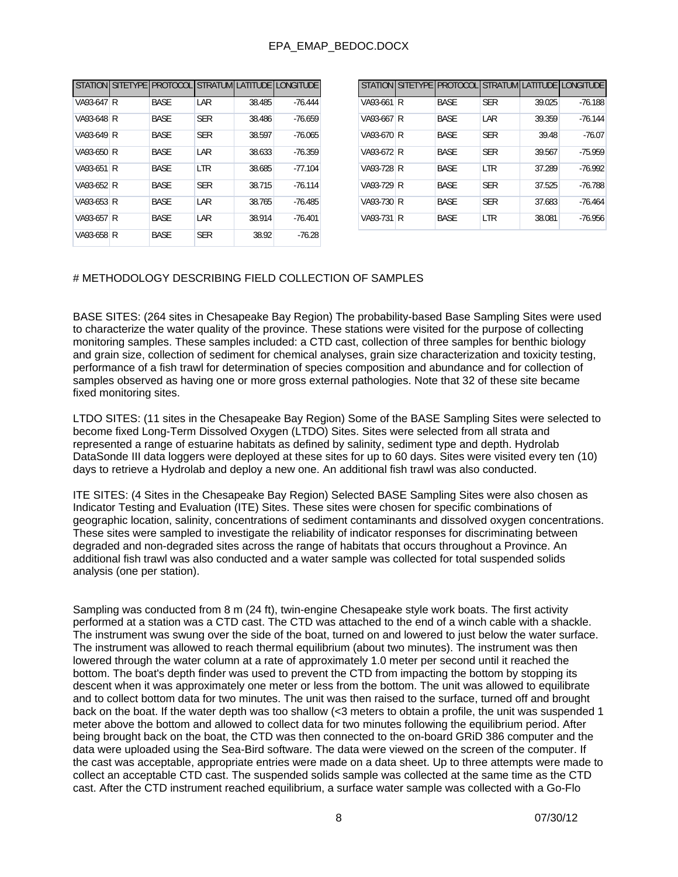| STATION | SITETYPE | PROTOCOL | STRATUM | LATITUDE | LONGITUDE |
|---|---|---|---|---|---|
| VA93-647 | R | BASE | LAR | 38.485 | -76.444 |
| VA93-648 | R | BASE | SER | 38.486 | -76.659 |
| VA93-649 | R | BASE | SER | 38.597 | -76.065 |
| VA93-650 | R | BASE | LAR | 38.633 | -76.359 |
| VA93-651 | R | BASE | LTR | 38.685 | -77.104 |
| VA93-652 | R | BASE | SER | 38.715 | -76.114 |
| VA93-653 | R | BASE | LAR | 38.765 | -76.485 |
| VA93-657 | R | BASE | LAR | 38.914 | -76.401 |
| VA93-658 | R | BASE | SER | 38.92 | -76.28 |
| VA93-661 | R | BASE | SER | 39.025 | -76.188 |
| VA93-667 | R | BASE | LAR | 39.359 | -76.144 |
| VA93-670 | R | BASE | SER | 39.48 | -76.07 |
| VA93-672 | R | BASE | SER | 39.567 | -75.959 |
| VA93-728 | R | BASE | LTR | 37.289 | -76.992 |
| VA93-729 | R | BASE | SER | 37.525 | -76.788 |
| VA93-730 | R | BASE | SER | 37.683 | -76.464 |
| VA93-731 | R | BASE | LTR | 38.081 | -76.956 |

# METHODOLOGY DESCRIBING FIELD COLLECTION OF SAMPLES

BASE SITES: (264 sites in Chesapeake Bay Region) The probability-based Base Sampling Sites were used to characterize the water quality of the province. These stations were visited for the purpose of collecting monitoring samples. These samples included: a CTD cast, collection of three samples for benthic biology and grain size, collection of sediment for chemical analyses, grain size characterization and toxicity testing, performance of a fish trawl for determination of species composition and abundance and for collection of samples observed as having one or more gross external pathologies. Note that 32 of these site became fixed monitoring sites.

LTDO SITES: (11 sites in the Chesapeake Bay Region) Some of the BASE Sampling Sites were selected to become fixed Long-Term Dissolved Oxygen (LTDO) Sites. Sites were selected from all strata and represented a range of estuarine habitats as defined by salinity, sediment type and depth. Hydrolab DataSonde III data loggers were deployed at these sites for up to 60 days. Sites were visited every ten (10) days to retrieve a Hydrolab and deploy a new one. An additional fish trawl was also conducted.

ITE SITES: (4 Sites in the Chesapeake Bay Region) Selected BASE Sampling Sites were also chosen as Indicator Testing and Evaluation (ITE) Sites. These sites were chosen for specific combinations of geographic location, salinity, concentrations of sediment contaminants and dissolved oxygen concentrations. These sites were sampled to investigate the reliability of indicator responses for discriminating between degraded and non-degraded sites across the range of habitats that occurs throughout a Province. An additional fish trawl was also conducted and a water sample was collected for total suspended solids analysis (one per station).

Sampling was conducted from 8 m (24 ft), twin-engine Chesapeake style work boats. The first activity performed at a station was a CTD cast. The CTD was attached to the end of a winch cable with a shackle. The instrument was swung over the side of the boat, turned on and lowered to just below the water surface. The instrument was allowed to reach thermal equilibrium (about two minutes). The instrument was then lowered through the water column at a rate of approximately 1.0 meter per second until it reached the bottom. The boat's depth finder was used to prevent the CTD from impacting the bottom by stopping its descent when it was approximately one meter or less from the bottom. The unit was allowed to equilibrate and to collect bottom data for two minutes. The unit was then raised to the surface, turned off and brought back on the boat. If the water depth was too shallow (<3 meters to obtain a profile, the unit was suspended 1 meter above the bottom and allowed to collect data for two minutes following the equilibrium period. After being brought back on the boat, the CTD was then connected to the on-board GRiD 386 computer and the data were uploaded using the Sea-Bird software. The data were viewed on the screen of the computer. If the cast was acceptable, appropriate entries were made on a data sheet. Up to three attempts were made to collect an acceptable CTD cast. The suspended solids sample was collected at the same time as the CTD cast. After the CTD instrument reached equilibrium, a surface water sample was collected with a Go-Flo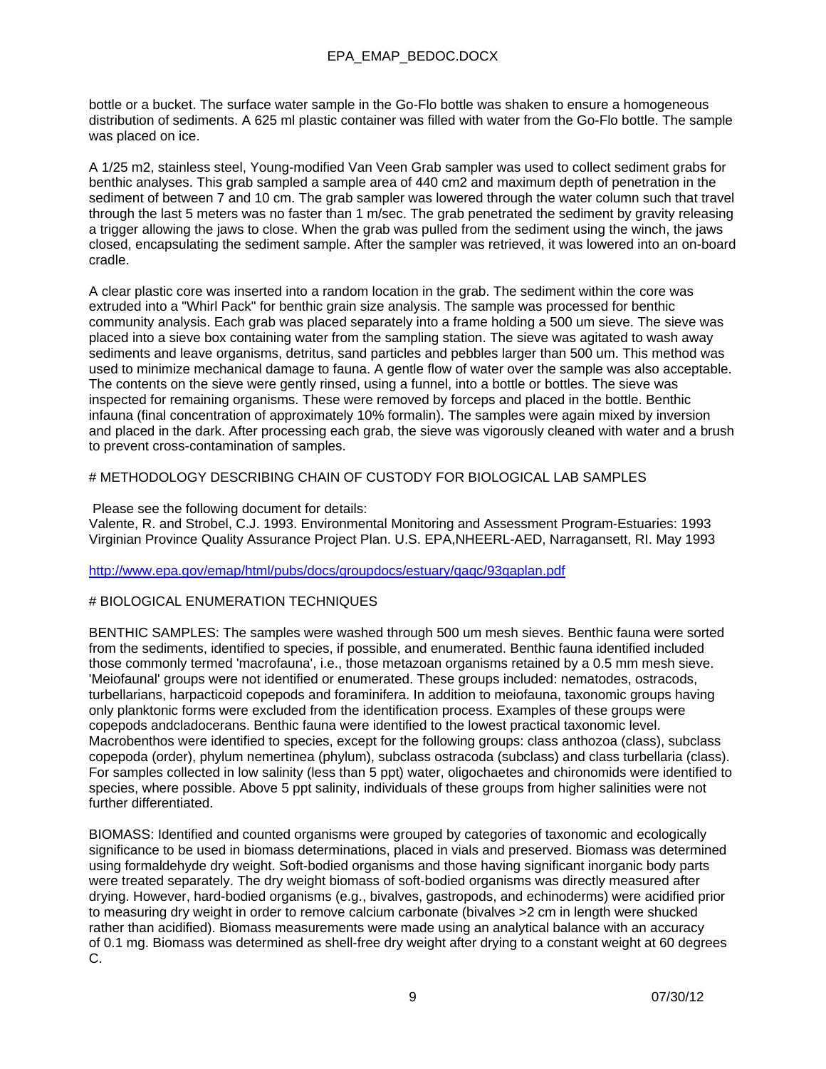bottle or a bucket. The surface water sample in the Go-Flo bottle was shaken to ensure a homogeneous distribution of sediments. A 625 ml plastic container was filled with water from the Go-Flo bottle. The sample was placed on ice.

A 1/25 m2, stainless steel, Young-modified Van Veen Grab sampler was used to collect sediment grabs for benthic analyses. This grab sampled a sample area of 440 cm2 and maximum depth of penetration in the sediment of between 7 and 10 cm. The grab sampler was lowered through the water column such that travel through the last 5 meters was no faster than 1 m/sec. The grab penetrated the sediment by gravity releasing a trigger allowing the jaws to close. When the grab was pulled from the sediment using the winch, the jaws closed, encapsulating the sediment sample. After the sampler was retrieved, it was lowered into an on-board cradle.

A clear plastic core was inserted into a random location in the grab. The sediment within the core was extruded into a "Whirl Pack" for benthic grain size analysis. The sample was processed for benthic community analysis. Each grab was placed separately into a frame holding a 500 um sieve. The sieve was placed into a sieve box containing water from the sampling station. The sieve was agitated to wash away sediments and leave organisms, detritus, sand particles and pebbles larger than 500 um. This method was used to minimize mechanical damage to fauna. A gentle flow of water over the sample was also acceptable. The contents on the sieve were gently rinsed, using a funnel, into a bottle or bottles. The sieve was inspected for remaining organisms. These were removed by forceps and placed in the bottle. Benthic infauna (final concentration of approximately 10% formalin). The samples were again mixed by inversion and placed in the dark. After processing each grab, the sieve was vigorously cleaned with water and a brush to prevent cross-contamination of samples.

# METHODOLOGY DESCRIBING CHAIN OF CUSTODY FOR BIOLOGICAL LAB SAMPLES

Please see the following document for details:
Valente, R. and Strobel, C.J. 1993. Environmental Monitoring and Assessment Program-Estuaries: 1993 Virginian Province Quality Assurance Project Plan. U.S. EPA,NHEERL-AED, Narragansett, RI. May 1993

http://www.epa.gov/emap/html/pubs/docs/groupdocs/estuary/qaqc/93qaplan.pdf

# BIOLOGICAL ENUMERATION TECHNIQUES

BENTHIC SAMPLES: The samples were washed through 500 um mesh sieves. Benthic fauna were sorted from the sediments, identified to species, if possible, and enumerated. Benthic fauna identified included those commonly termed 'macrofauna', i.e., those metazoan organisms retained by a 0.5 mm mesh sieve. 'Meiofaunal' groups were not identified or enumerated. These groups included: nematodes, ostracods, turbellarians, harpacticoid copepods and foraminifera. In addition to meiofauna, taxonomic groups having only planktonic forms were excluded from the identification process. Examples of these groups were copepods andcladocerans. Benthic fauna were identified to the lowest practical taxonomic level. Macrobenthos were identified to species, except for the following groups: class anthozoa (class), subclass copepoda (order), phylum nemertinea (phylum), subclass ostracoda (subclass) and class turbellaria (class). For samples collected in low salinity (less than 5 ppt) water, oligochaetes and chironomids were identified to species, where possible. Above 5 ppt salinity, individuals of these groups from higher salinities were not further differentiated.

BIOMASS: Identified and counted organisms were grouped by categories of taxonomic and ecologically significance to be used in biomass determinations, placed in vials and preserved. Biomass was determined using formaldehyde dry weight. Soft-bodied organisms and those having significant inorganic body parts were treated separately. The dry weight biomass of soft-bodied organisms was directly measured after drying. However, hard-bodied organisms (e.g., bivalves, gastropods, and echinoderms) were acidified prior to measuring dry weight in order to remove calcium carbonate (bivalves >2 cm in length were shucked rather than acidified). Biomass measurements were made using an analytical balance with an accuracy of 0.1 mg. Biomass was determined as shell-free dry weight after drying to a constant weight at 60 degrees C.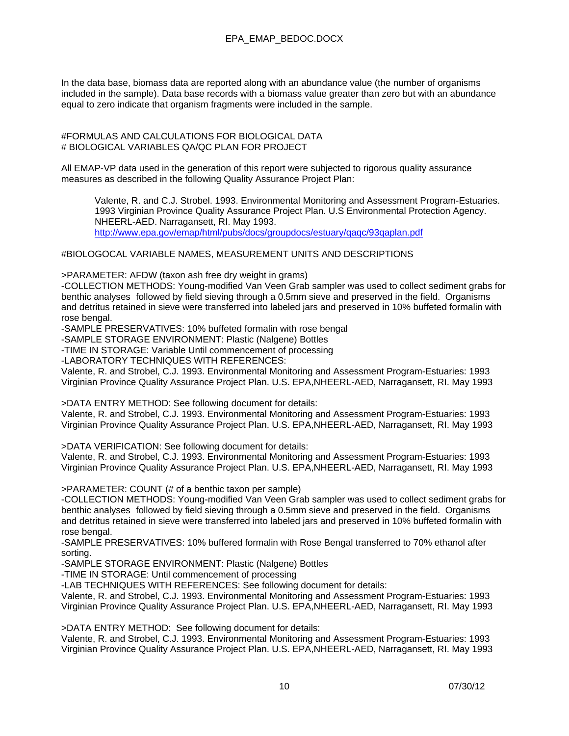In the data base, biomass data are reported along with an abundance value (the number of organisms included in the sample). Data base records with a biomass value greater than zero but with an abundance equal to zero indicate that organism fragments were included in the sample.

#FORMULAS AND CALCULATIONS FOR BIOLOGICAL DATA
# BIOLOGICAL VARIABLES QA/QC PLAN FOR PROJECT

All EMAP-VP data used in the generation of this report were subjected to rigorous quality assurance measures as described in the following Quality Assurance Project Plan:

> Valente, R. and C.J. Strobel. 1993. Environmental Monitoring and Assessment Program-Estuaries. 1993 Virginian Province Quality Assurance Project Plan. U.S Environmental Protection Agency. NHEERL-AED. Narragansett, RI. May 1993.
> http://www.epa.gov/emap/html/pubs/docs/groupdocs/estuary/qaqc/93qaplan.pdf

#BIOLOGOCAL VARIABLE NAMES, MEASUREMENT UNITS AND DESCRIPTIONS

>PARAMETER: AFDW (taxon ash free dry weight in grams)
-COLLECTION METHODS: Young-modified Van Veen Grab sampler was used to collect sediment grabs for benthic analyses followed by field sieving through a 0.5mm sieve and preserved in the field. Organisms and detritus retained in sieve were transferred into labeled jars and preserved in 10% buffeted formalin with rose bengal.
-SAMPLE PRESERVATIVES: 10% buffeted formalin with rose bengal
-SAMPLE STORAGE ENVIRONMENT: Plastic (Nalgene) Bottles
-TIME IN STORAGE: Variable Until commencement of processing
-LABORATORY TECHNIQUES WITH REFERENCES:
Valente, R. and Strobel, C.J. 1993. Environmental Monitoring and Assessment Program-Estuaries: 1993 Virginian Province Quality Assurance Project Plan. U.S. EPA,NHEERL-AED, Narragansett, RI. May 1993

>DATA ENTRY METHOD: See following document for details:
Valente, R. and Strobel, C.J. 1993. Environmental Monitoring and Assessment Program-Estuaries: 1993 Virginian Province Quality Assurance Project Plan. U.S. EPA,NHEERL-AED, Narragansett, RI. May 1993

>DATA VERIFICATION: See following document for details:
Valente, R. and Strobel, C.J. 1993. Environmental Monitoring and Assessment Program-Estuaries: 1993 Virginian Province Quality Assurance Project Plan. U.S. EPA,NHEERL-AED, Narragansett, RI. May 1993

>PARAMETER: COUNT (# of a benthic taxon per sample)
-COLLECTION METHODS: Young-modified Van Veen Grab sampler was used to collect sediment grabs for benthic analyses followed by field sieving through a 0.5mm sieve and preserved in the field. Organisms and detritus retained in sieve were transferred into labeled jars and preserved in 10% buffeted formalin with rose bengal.
-SAMPLE PRESERVATIVES: 10% buffered formalin with Rose Bengal transferred to 70% ethanol after sorting.
-SAMPLE STORAGE ENVIRONMENT: Plastic (Nalgene) Bottles
-TIME IN STORAGE: Until commencement of processing
-LAB TECHNIQUES WITH REFERENCES: See following document for details:
Valente, R. and Strobel, C.J. 1993. Environmental Monitoring and Assessment Program-Estuaries: 1993 Virginian Province Quality Assurance Project Plan. U.S. EPA,NHEERL-AED, Narragansett, RI. May 1993

>DATA ENTRY METHOD: See following document for details:
Valente, R. and Strobel, C.J. 1993. Environmental Monitoring and Assessment Program-Estuaries: 1993 Virginian Province Quality Assurance Project Plan. U.S. EPA,NHEERL-AED, Narragansett, RI. May 1993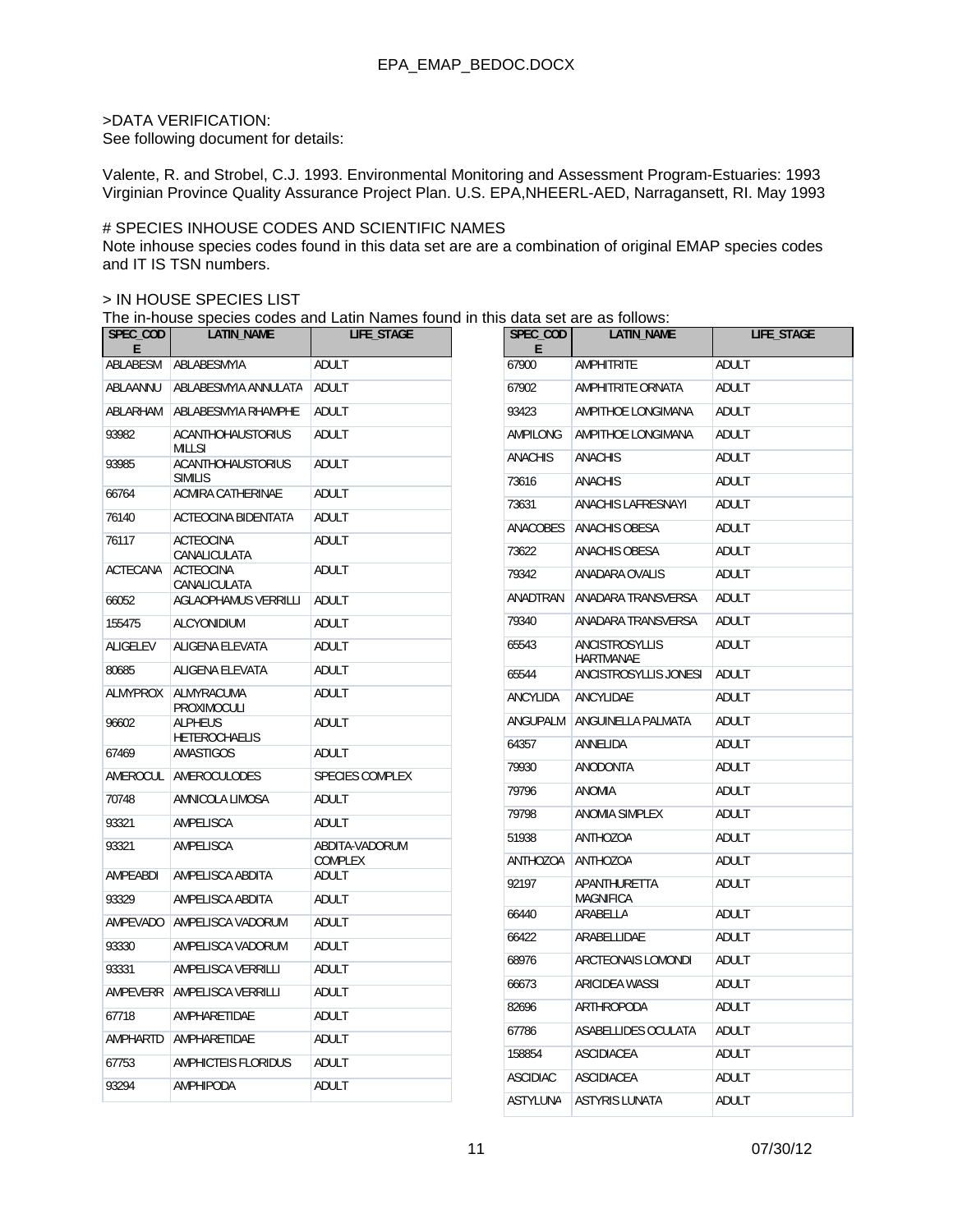>DATA VERIFICATION:
See following document for details:

Valente, R. and Strobel, C.J. 1993. Environmental Monitoring and Assessment Program-Estuaries: 1993 Virginian Province Quality Assurance Project Plan. U.S. EPA,NHEERL-AED, Narragansett, RI. May 1993

# SPECIES INHOUSE CODES AND SCIENTIFIC NAMES

Note inhouse species codes found in this data set are are a combination of original EMAP species codes and IT IS TSN numbers.

> IN HOUSE SPECIES LIST

The in-house species codes and Latin Names found in this data set are as follows:

| SPEC_CODE | LATIN_NAME | LIFE_STAGE |
|---|---|---|
| ABLABESM | ABLABESMYIA | ADULT |
| ABLAANNU | ABLABESMYIA ANNULATA | ADULT |
| ABLARHAM | ABLABESMYIA RHAMPHE | ADULT |
| 93982 | ACANTHOHAUSTORIUS MILLSI | ADULT |
| 93985 | ACANTHOHAUSTORIUS SIMILIS | ADULT |
| 66764 | ACMIRA CATHERINAE | ADULT |
| 76140 | ACTEOCINA BIDENTATA | ADULT |
| 76117 | ACTEOCINA CANALICULATA | ADULT |
| ACTECANA | ACTEOCINA CANALICULATA | ADULT |
| 66052 | AGLAOPHAMUS VERRILLI | ADULT |
| 155475 | ALCYONIDIUM | ADULT |
| ALIGELEV | ALIGENA ELEVATA | ADULT |
| 80685 | ALIGENA ELEVATA | ADULT |
| ALMYPROX | ALMYRACUMA PROXIMOCULI | ADULT |
| 96602 | ALPHEUS HETEROCHAELIS | ADULT |
| 67469 | AMASTIGOS | ADULT |
| AMEROCUL | AMEROCULODES | SPECIES COMPLEX |
| 70748 | AMNICOLA LIMOSA | ADULT |
| 93321 | AMPELISCA | ADULT |
| 93321 | AMPELISCA | ABDITA-VADORUM COMPLEX |
| AMPEABDI | AMPELISCA ABDITA | ADULT |
| 93329 | AMPELISCA ABDITA | ADULT |
| AMPEVADO | AMPELISCA VADORUM | ADULT |
| 93330 | AMPELISCA VADORUM | ADULT |
| 93331 | AMPELISCA VERRILLI | ADULT |
| AMPEVERR | AMPELISCA VERRILLI | ADULT |
| 67718 | AMPHARETIDAE | ADULT |
| AMPHARTD | AMPHARETIDAE | ADULT |
| 67753 | AMPHICTEIS FLORIDUS | ADULT |
| 93294 | AMPHIPODA | ADULT |
| 67900 | AMPHITRITE | ADULT |
| 67902 | AMPHITRITE ORNATA | ADULT |
| 93423 | AMPITHOE LONGIMANA | ADULT |
| AMPILONG | AMPITHOE LONGIMANA | ADULT |
| ANACHIS | ANACHIS | ADULT |
| 73616 | ANACHIS | ADULT |
| 73631 | ANACHIS LAFRESNAYI | ADULT |
| ANACOBES | ANACHIS OBESA | ADULT |
| 73622 | ANACHIS OBESA | ADULT |
| 79342 | ANADARA OVALIS | ADULT |
| ANADTRAN | ANADARA TRANSVERSA | ADULT |
| 79340 | ANADARA TRANSVERSA | ADULT |
| 65543 | ANCISTROSYLLIS HARTMANAE | ADULT |
| 65544 | ANCISTROSYLLIS JONESI | ADULT |
| ANCYLIDA | ANCYLIDAE | ADULT |
| ANGUPALM | ANGUINELLA PALMATA | ADULT |
| 64357 | ANNELIDA | ADULT |
| 79930 | ANODONTA | ADULT |
| 79796 | ANOMIA | ADULT |
| 79798 | ANOMIA SIMPLEX | ADULT |
| 51938 | ANTHOZOA | ADULT |
| ANTHOZOA | ANTHOZOA | ADULT |
| 92197 | APANTHURETTA MAGNIFICA | ADULT |
| 66440 | ARABELLA | ADULT |
| 66422 | ARABELLIDAE | ADULT |
| 68976 | ARCTEONAIS LOMONDI | ADULT |
| 66673 | ARICIDEA WASSI | ADULT |
| 82696 | ARTHROPODA | ADULT |
| 67786 | ASABELLIDES OCULATA | ADULT |
| 158854 | ASCIDIACEA | ADULT |
| ASCIDIAC | ASCIDIACEA | ADULT |
| ASTYLUNA | ASTYRIS LUNATA | ADULT |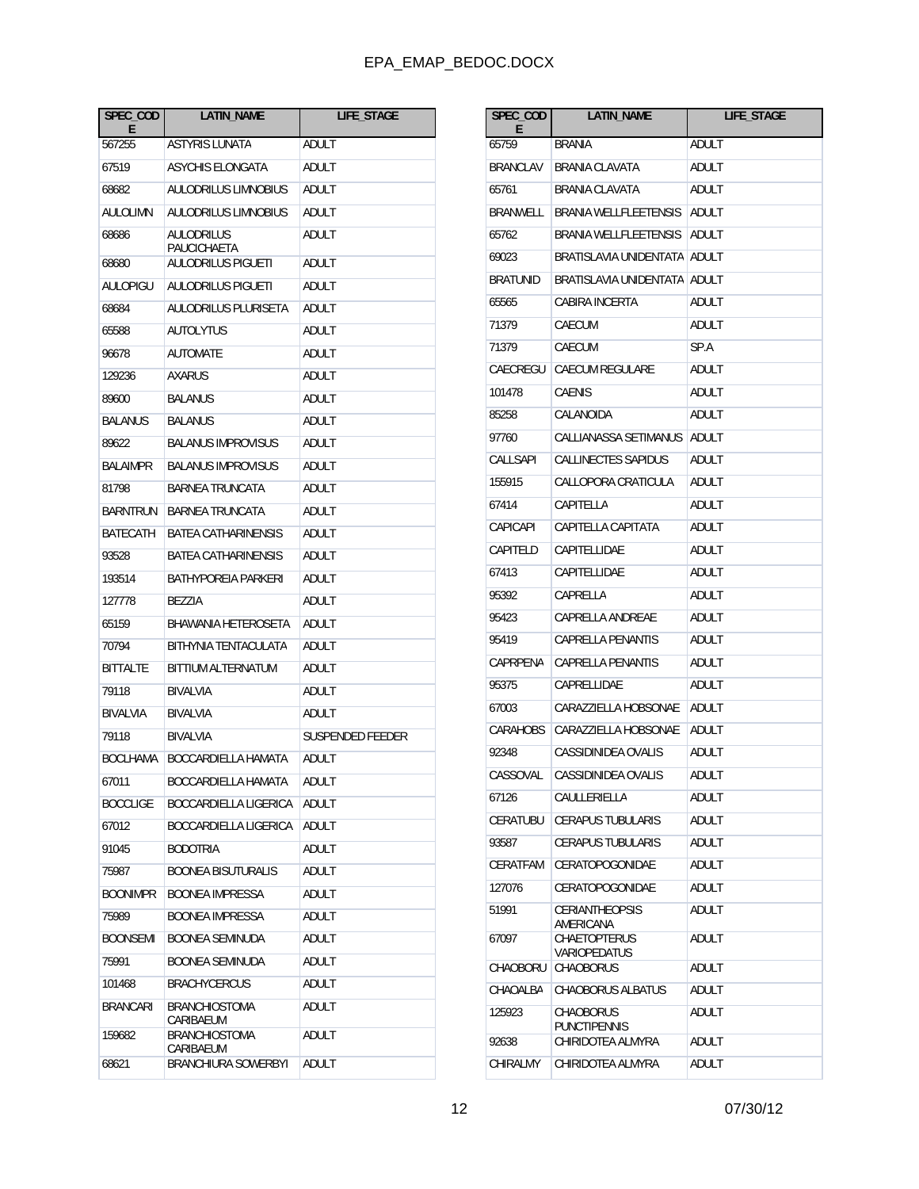| SPEC_CODE | LATIN_NAME | LIFE_STAGE |
|---|---|---|
| 567255 | ASTYRIS LUNATA | ADULT |
| 67519 | ASYCHIS ELONGATA | ADULT |
| 68682 | AULODRILUS LIMNOBIUS | ADULT |
| AULOLIMN | AULODRILUS LIMNOBIUS | ADULT |
| 68686 | AULODRILUS PAUCICHAETA | ADULT |
| 68680 | AULODRILUS PIGUETI | ADULT |
| AULOPIGU | AULODRILUS PIGUETI | ADULT |
| 68684 | AULODRILUS PLURISETA | ADULT |
| 65588 | AUTOLYTUS | ADULT |
| 96678 | AUTOMATE | ADULT |
| 129236 | AXARUS | ADULT |
| 89600 | BALANUS | ADULT |
| BALANUS | BALANUS | ADULT |
| 89622 | BALANUS IMPROVISUS | ADULT |
| BALAIMPR | BALANUS IMPROVISUS | ADULT |
| 81798 | BARNEA TRUNCATA | ADULT |
| BARNTRUN | BARNEA TRUNCATA | ADULT |
| BATECATH | BATEA CATHARINENSIS | ADULT |
| 93528 | BATEA CATHARINENSIS | ADULT |
| 193514 | BATHYPOREIA PARKERI | ADULT |
| 127778 | BEZZIA | ADULT |
| 65159 | BHAWANIA HETEROSETA | ADULT |
| 70794 | BITHYNIA TENTACULATA | ADULT |
| BITTALTE | BITTIUM ALTERNATUM | ADULT |
| 79118 | BIVALVIA | ADULT |
| BIVALVIA | BIVALVIA | ADULT |
| 79118 | BIVALVIA | SUSPENDED FEEDER |
| BOCLHAMA | BOCCARDIELLA HAMATA | ADULT |
| 67011 | BOCCARDIELLA HAMATA | ADULT |
| BOCCLIGE | BOCCARDIELLA LIGERICA | ADULT |
| 67012 | BOCCARDIELLA LIGERICA | ADULT |
| 91045 | BODOTRIA | ADULT |
| 75987 | BOONEA BISUTURALIS | ADULT |
| BOONIMPR | BOONEA IMPRESSA | ADULT |
| 75989 | BOONEA IMPRESSA | ADULT |
| BOONSEMI | BOONEA SEMINUDA | ADULT |
| 75991 | BOONEA SEMINUDA | ADULT |
| 101468 | BRACHYCERCUS | ADULT |
| BRANCARI | BRANCHIOSTOMA CARIBAEUM | ADULT |
| 159682 | BRANCHIOSTOMA CARIBAEUM | ADULT |
| 68621 | BRANCHIURA SOWERBYI | ADULT |

| SPEC_CODE | LATIN_NAME | LIFE_STAGE |
|---|---|---|
| 65759 | BRANIA | ADULT |
| BRANCLAV | BRANIA CLAVATA | ADULT |
| 65761 | BRANIA CLAVATA | ADULT |
| BRANWELL | BRANIA WELLFLEETENSIS | ADULT |
| 65762 | BRANIA WELLFLEETENSIS | ADULT |
| 69023 | BRATISLAVIA UNIDENTATA | ADULT |
| BRATUNID | BRATISLAVIA UNIDENTATA | ADULT |
| 65565 | CABIRA INCERTA | ADULT |
| 71379 | CAECUM | ADULT |
| 71379 | CAECUM | SP.A |
| CAECREGU | CAECUM REGULARE | ADULT |
| 101478 | CAENIS | ADULT |
| 85258 | CALANOIDA | ADULT |
| 97760 | CALLIANASSA SETIMANUS | ADULT |
| CALLSAPI | CALLINECTES SAPIDUS | ADULT |
| 155915 | CALLOPORA CRATICULA | ADULT |
| 67414 | CAPITELLA | ADULT |
| CAPICAPI | CAPITELLA CAPITATA | ADULT |
| CAPITELD | CAPITELLIDAE | ADULT |
| 67413 | CAPITELLIDAE | ADULT |
| 95392 | CAPRELLA | ADULT |
| 95423 | CAPRELLA ANDREAE | ADULT |
| 95419 | CAPRELLA PENANTIS | ADULT |
| CAPRPENA | CAPRELLA PENANTIS | ADULT |
| 95375 | CAPRELLIDAE | ADULT |
| 67003 | CARAZZIELLA HOBSONAE | ADULT |
| CARAHOBS | CARAZZIELLA HOBSONAE | ADULT |
| 92348 | CASSIDINIDEA OVALIS | ADULT |
| CASSOVAL | CASSIDINIDEA OVALIS | ADULT |
| 67126 | CAULLERIELLA | ADULT |
| CERATUBU | CERAPUS TUBULARIS | ADULT |
| 93587 | CERAPUS TUBULARIS | ADULT |
| CERATFAM | CERATOPOGONIDAE | ADULT |
| 127076 | CERATOPOGONIDAE | ADULT |
| 51991 | CERIANTHEOPSIS AMERICANA | ADULT |
| 67097 | CHAETOPTERUS VARIOPEDATUS | ADULT |
| CHAOBORU | CHAOBORUS | ADULT |
| CHAOALBA | CHAOBORUS ALBATUS | ADULT |
| 125923 | CHAOBORUS PUNCTIPENNIS | ADULT |
| 92638 | CHIRIDOTEA ALMYRA | ADULT |
| CHIRALMY | CHIRIDOTEA ALMYRA | ADULT |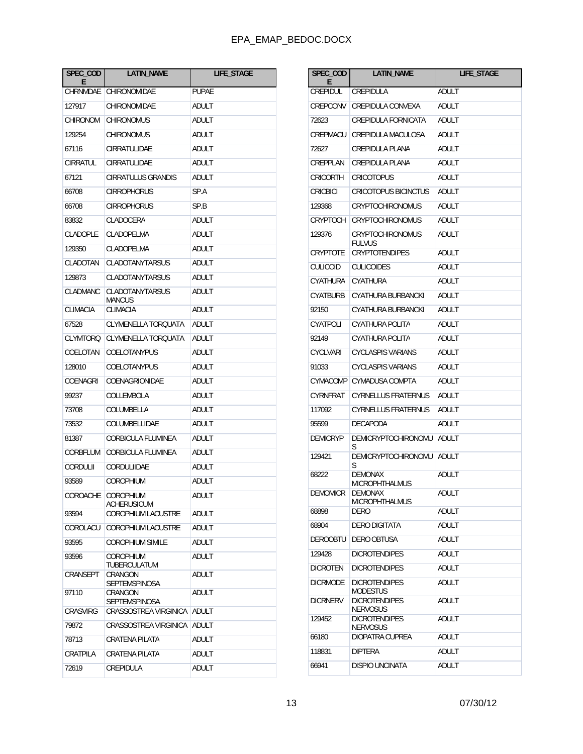| SPEC_CODE | LATIN_NAME | LIFE_STAGE |
|---|---|---|
| CHRNMDAE | CHIRONOMIDAE | PUPAE |
| 127917 | CHIRONOMIDAE | ADULT |
| CHIRONOM | CHIRONOMUS | ADULT |
| 129254 | CHIRONOMUS | ADULT |
| 67116 | CIRRATULIDAE | ADULT |
| CIRRATUL | CIRRATULIDAE | ADULT |
| 67121 | CIRRATULUS GRANDIS | ADULT |
| 66708 | CIRROPHORUS | SP.A |
| 66708 | CIRROPHORUS | SP.B |
| 83832 | CLADOCERA | ADULT |
| CLADOPLE | CLADOPELMA | ADULT |
| 129350 | CLADOPELMA | ADULT |
| CLADOTAN | CLADOTANYTARSUS | ADULT |
| 129873 | CLADOTANYTARSUS | ADULT |
| CLADMANC | CLADOTANYTARSUS MANCUS | ADULT |
| CLIMACIA | CLIMACIA | ADULT |
| 67528 | CLYMENELLA TORQUATA | ADULT |
| CLYMTORQ | CLYMENELLA TORQUATA | ADULT |
| COELOTAN | COELOTANYPUS | ADULT |
| 128010 | COELOTANYPUS | ADULT |
| COENAGRI | COENAGRIONIDAE | ADULT |
| 99237 | COLLEMBOLA | ADULT |
| 73708 | COLUMBELLA | ADULT |
| 73532 | COLUMBELLIDAE | ADULT |
| 81387 | CORBICULA FLUMINEA | ADULT |
| CORBFLUM | CORBICULA FLUMINEA | ADULT |
| CORDULII | CORDULIIDAE | ADULT |
| 93589 | COROPHIUM | ADULT |
| COROACHE | COROPHIUM ACHERUSICUM | ADULT |
| 93594 | COROPHIUM LACUSTRE | ADULT |
| COROLACU | COROPHIUM LACUSTRE | ADULT |
| 93595 | COROPHIUM SIMILE | ADULT |
| 93596 | COROPHIUM TUBERCULATUM | ADULT |
| CRANSEPT | CRANGON SEPTEMSPINOSA | ADULT |
| 97110 | CRANGON SEPTEMSPINOSA | ADULT |
| CRASVIRG | CRASSOSTREA VIRGINICA | ADULT |
| 79872 | CRASSOSTREA VIRGINICA | ADULT |
| 78713 | CRATENA PILATA | ADULT |
| CRATPILA | CRATENA PILATA | ADULT |
| 72619 | CREPIDULA | ADULT |
| CREPIDUL | CREPIDULA | ADULT |
| CREPCONV | CREPIDULA CONVEXA | ADULT |
| 72623 | CREPIDULA FORNICATA | ADULT |
| CREPMACU | CREPIDULA MACULOSA | ADULT |
| 72627 | CREPIDULA PLANA | ADULT |
| CREPPLAN | CREPIDULA PLANA | ADULT |
| CRICORTH | CRICOTOPUS | ADULT |
| CRICBICI | CRICOTOPUS BICINCTUS | ADULT |
| 129368 | CRYPTOCHIRONOMUS | ADULT |
| CRYPTOCH | CRYPTOCHIRONOMUS | ADULT |
| 129376 | CRYPTOCHIRONOMUS FULVUS | ADULT |
| CRYPTOTE | CRYPTOTENDIPES | ADULT |
| CULICOID | CULICOIDES | ADULT |
| CYATHURA | CYATHURA | ADULT |
| CYATBURB | CYATHURA BURBANCKI | ADULT |
| 92150 | CYATHURA BURBANCKI | ADULT |
| CYATPOLI | CYATHURA POLITA | ADULT |
| 92149 | CYATHURA POLITA | ADULT |
| CYCLVARI | CYCLASPIS VARIANS | ADULT |
| 91033 | CYCLASPIS VARIANS | ADULT |
| CYMACOMP | CYMADUSA COMPTA | ADULT |
| CYRNFRAT | CYRNELLUS FRATERNUS | ADULT |
| 117092 | CYRNELLUS FRATERNUS | ADULT |
| 95599 | DECAPODA | ADULT |
| DEMICRYP | DEMICRYPTOCHIRONOMUS | ADULT |
| 129421 | DEMICRYPTOCHIRONOMUS | ADULT |
| 68222 | DEMONAX MICROPHTHALMUS | ADULT |
| DEMOMICR | DEMONAX MICROPHTHALMUS | ADULT |
| 68898 | DERO | ADULT |
| 68904 | DERO DIGITATA | ADULT |
| DEROOBTU | DERO OBTUSA | ADULT |
| 129428 | DICROTENDIPES | ADULT |
| DICROTEN | DICROTENDIPES | ADULT |
| DICRMODE | DICROTENDIPES MODESTUS | ADULT |
| DICRNERV | DICROTENDIPES NERVOSUS | ADULT |
| 129452 | DICROTENDIPES NERVOSUS | ADULT |
| 66180 | DIOPATRA CUPREA | ADULT |
| 118831 | DIPTERA | ADULT |
| 66941 | DISPIO UNCINATA | ADULT |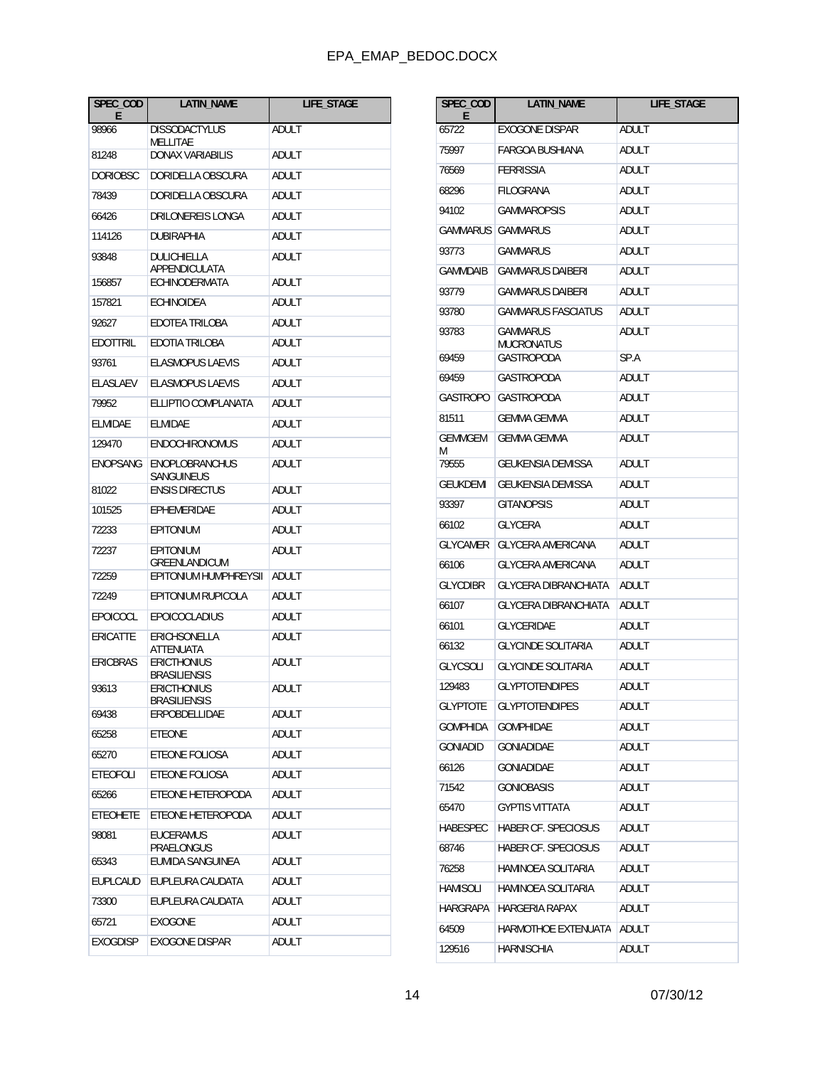| SPEC_CODE | LATIN_NAME | LIFE_STAGE |
|---|---|---|
| 98966 | DISSODACTYLUS MELLITAE | ADULT |
| 81248 | DONAX VARIABILIS | ADULT |
| DORIOBSC | DORIDELLA OBSCURA | ADULT |
| 78439 | DORIDELLA OBSCURA | ADULT |
| 66426 | DRILONEREIS LONGA | ADULT |
| 114126 | DUBIRAPHIA | ADULT |
| 93848 | DULICHIELLA APPENDICULATA | ADULT |
| 156857 | ECHINODERMATA | ADULT |
| 157821 | ECHINOIDEA | ADULT |
| 92627 | EDOTEA TRILOBA | ADULT |
| EDOTTRIL | EDOTIA TRILOBA | ADULT |
| 93761 | ELASMOPUS LAEVIS | ADULT |
| ELASLAEV | ELASMOPUS LAEVIS | ADULT |
| 79952 | ELLIPTIO COMPLANATA | ADULT |
| ELMIDAE | ELMIDAE | ADULT |
| 129470 | ENDOCHIRONOMUS | ADULT |
| ENOPSANG | ENOPLOBRANCHUS SANGUINEUS | ADULT |
| 81022 | ENSIS DIRECTUS | ADULT |
| 101525 | EPHEMERIDAE | ADULT |
| 72233 | EPITONIUM | ADULT |
| 72237 | EPITONIUM GREENLANDICUM | ADULT |
| 72259 | EPITONIUM HUMPHREYSII | ADULT |
| 72249 | EPITONIUM RUPICOLA | ADULT |
| EPOICOCL | EPOICOCLADIUS | ADULT |
| ERICATTE | ERICHSONELLA ATTENUATA | ADULT |
| ERICBRAS | ERICTHONIUS BRASILIENSIS | ADULT |
| 93613 | ERICTHONIUS BRASILIENSIS | ADULT |
| 69438 | ERPOBDELLIDAE | ADULT |
| 65258 | ETEONE | ADULT |
| 65270 | ETEONE FOLIOSA | ADULT |
| ETEOFOLI | ETEONE FOLIOSA | ADULT |
| 65266 | ETEONE HETEROPODA | ADULT |
| ETEOHETE | ETEONE HETEROPODA | ADULT |
| 98081 | EUCERAMUS PRAELONGUS | ADULT |
| 65343 | EUMIDA SANGUINEA | ADULT |
| EUPLCAUD | EUPLEURA CAUDATA | ADULT |
| 73300 | EUPLEURA CAUDATA | ADULT |
| 65721 | EXOGONE | ADULT |
| EXOGDISP | EXOGONE DISPAR | ADULT |
| 65722 | EXOGONE DISPAR | ADULT |
| 75997 | FARGOA BUSHIANA | ADULT |
| 76569 | FERRISSIA | ADULT |
| 68296 | FILOGRANA | ADULT |
| 94102 | GAMMAROPSIS | ADULT |
| GAMMARUS | GAMMARUS | ADULT |
| 93773 | GAMMARUS | ADULT |
| GAMMDAIB | GAMMARUS DAIBERI | ADULT |
| 93779 | GAMMARUS DAIBERI | ADULT |
| 93780 | GAMMARUS FASCIATUS | ADULT |
| 93783 | GAMMARUS MUCRONATUS | ADULT |
| 69459 | GASTROPODA | SP.A |
| 69459 | GASTROPODA | ADULT |
| GASTROPO | GASTROPODA | ADULT |
| 81511 | GEMMA GEMMA | ADULT |
| GEMMGEMM | GEMMA GEMMA | ADULT |
| 79555 | GEUKENSIA DEMISSA | ADULT |
| GEUKDEMI | GEUKENSIA DEMISSA | ADULT |
| 93397 | GITANOPSIS | ADULT |
| 66102 | GLYCERA | ADULT |
| GLYCAMER | GLYCERA AMERICANA | ADULT |
| 66106 | GLYCERA AMERICANA | ADULT |
| GLYCDIBR | GLYCERA DIBRANCHIATA | ADULT |
| 66107 | GLYCERA DIBRANCHIATA | ADULT |
| 66101 | GLYCERIDAE | ADULT |
| 66132 | GLYCINDE SOLITARIA | ADULT |
| GLYCSOLI | GLYCINDE SOLITARIA | ADULT |
| 129483 | GLYPTOTENDIPES | ADULT |
| GLYPTOTE | GLYPTOTENDIPES | ADULT |
| GOMPHIDA | GOMPHIDAE | ADULT |
| GONIADID | GONIADIDAE | ADULT |
| 66126 | GONIADIDAE | ADULT |
| 71542 | GONIOBASIS | ADULT |
| 65470 | GYPTIS VITTATA | ADULT |
| HABESPEC | HABER CF. SPECIOSUS | ADULT |
| 68746 | HABER CF. SPECIOSUS | ADULT |
| 76258 | HAMINOEA SOLITARIA | ADULT |
| HAMISOLI | HAMINOEA SOLITARIA | ADULT |
| HARGRAPA | HARGERIA RAPAX | ADULT |
| 64509 | HARMOTHOE EXTENUATA | ADULT |
| 129516 | HARNISCHIA | ADULT |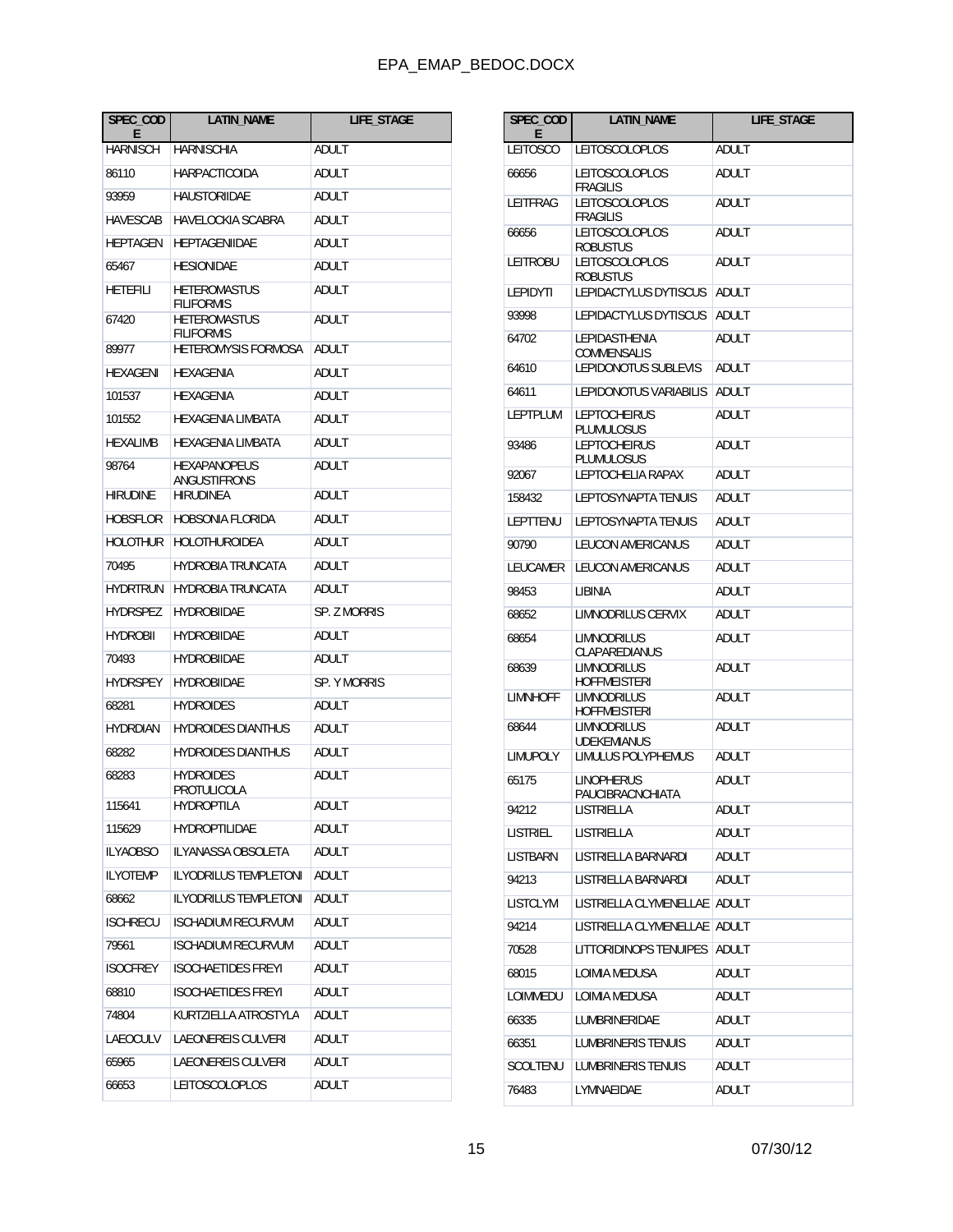| SPEC_CODE | LATIN_NAME | LIFE_STAGE |
|---|---|---|
| HARNISCH | HARNISCHIA | ADULT |
| 86110 | HARPACTICOIDA | ADULT |
| 93959 | HAUSTORIIDAE | ADULT |
| HAVESCAB | HAVELOCKIA SCABRA | ADULT |
| HEPTAGEN | HEPTAGENIIDAE | ADULT |
| 65467 | HESIONIDAE | ADULT |
| HETEFILI | HETEROMASTUS FILIFORMIS | ADULT |
| 67420 | HETEROMASTUS FILIFORMIS | ADULT |
| 89977 | HETEROMYSIS FORMOSA | ADULT |
| HEXAGENI | HEXAGENIA | ADULT |
| 101537 | HEXAGENIA | ADULT |
| 101552 | HEXAGENIA LIMBATA | ADULT |
| HEXALIMB | HEXAGENIA LIMBATA | ADULT |
| 98764 | HEXAPANOPEUS ANGUSTIFRONS | ADULT |
| HIRUDINE | HIRUDINEA | ADULT |
| HOBSFLOR | HOBSONIA FLORIDA | ADULT |
| HOLOTHUR | HOLOTHUROIDEA | ADULT |
| 70495 | HYDROBIA TRUNCATA | ADULT |
| HYDRTRUN | HYDROBIA TRUNCATA | ADULT |
| HYDRSPEZ | HYDROBIIDAE | SP. Z MORRIS |
| HYDROBII | HYDROBIIDAE | ADULT |
| 70493 | HYDROBIIDAE | ADULT |
| HYDRSPEY | HYDROBIIDAE | SP. Y MORRIS |
| 68281 | HYDROIDES | ADULT |
| HYDRDIAN | HYDROIDES DIANTHUS | ADULT |
| 68282 | HYDROIDES DIANTHUS | ADULT |
| 68283 | HYDROIDES PROTULICOLA | ADULT |
| 115641 | HYDROPTILA | ADULT |
| 115629 | HYDROPTILIDAE | ADULT |
| ILYAOBSO | ILYANASSA OBSOLETA | ADULT |
| ILYOTEMP | ILYODRILUS TEMPLETONI | ADULT |
| 68662 | ILYODRILUS TEMPLETONI | ADULT |
| ISCHRECU | ISCHADIUM RECURVUM | ADULT |
| 79561 | ISCHADIUM RECURVUM | ADULT |
| ISOCFREY | ISOCHAETIDES FREYI | ADULT |
| 68810 | ISOCHAETIDES FREYI | ADULT |
| 74804 | KURTZIELLA ATROSTYLA | ADULT |
| LAEOCULV | LAEONEREIS CULVERI | ADULT |
| 65965 | LAEONEREIS CULVERI | ADULT |
| 66653 | LEITOSCOLOPLOS | ADULT |
| LEITOSCO | LEITOSCOLOPLOS | ADULT |
| 66656 | LEITOSCOLOPLOS FRAGILIS | ADULT |
| LEITFRAG | LEITOSCOLOPLOS FRAGILIS | ADULT |
| 66656 | LEITOSCOLOPLOS ROBUSTUS | ADULT |
| LEITROBU | LEITOSCOLOPLOS ROBUSTUS | ADULT |
| LEPIDYTI | LEPIDACTYLUS DYTISCUS | ADULT |
| 93998 | LEPIDACTYLUS DYTISCUS | ADULT |
| 64702 | LEPIDASTHENIA COMMENSALIS | ADULT |
| 64610 | LEPIDONOTUS SUBLEVIS | ADULT |
| 64611 | LEPIDONOTUS VARIABILIS | ADULT |
| LEPTPLUM | LEPTOCHEIRUS PLUMULOSUS | ADULT |
| 93486 | LEPTOCHEIRUS PLUMULOSUS | ADULT |
| 92067 | LEPTOCHELIA RAPAX | ADULT |
| 158432 | LEPTOSYNAPTA TENUIS | ADULT |
| LEPTTENU | LEPTOSYNAPTA TENUIS | ADULT |
| 90790 | LEUCON AMERICANUS | ADULT |
| LEUCAMER | LEUCON AMERICANUS | ADULT |
| 98453 | LIBINIA | ADULT |
| 68652 | LIMNODRILUS CERVIX | ADULT |
| 68654 | LIMNODRILUS CLAPAREDIANUS | ADULT |
| 68639 | LIMNODRILUS HOFFMEISTERI | ADULT |
| LIMNHOFF | LIMNODRILUS HOFFMEISTERI | ADULT |
| 68644 | LIMNODRILUS UDEKEMIANUS | ADULT |
| LIMUPOLY | LIMULUS POLYPHEMUS | ADULT |
| 65175 | LINOPHERUS PAUCIBRACNCHIATA | ADULT |
| 94212 | LISTRIELLA | ADULT |
| LISTRIEL | LISTRIELLA | ADULT |
| LISTBARN | LISTRIELLA BARNARDI | ADULT |
| 94213 | LISTRIELLA BARNARDI | ADULT |
| LISTCLYM | LISTRIELLA CLYMENELLAE | ADULT |
| 94214 | LISTRIELLA CLYMENELLAE | ADULT |
| 70528 | LITTORIDINOPS TENUIPES | ADULT |
| 68015 | LOIMIA MEDUSA | ADULT |
| LOIMMEDU | LOIMIA MEDUSA | ADULT |
| 66335 | LUMBRINERIDAE | ADULT |
| 66351 | LUMBRINERIS TENUIS | ADULT |
| SCOLTENU | LUMBRINERIS TENUIS | ADULT |
| 76483 | LYMNAEIDAE | ADULT |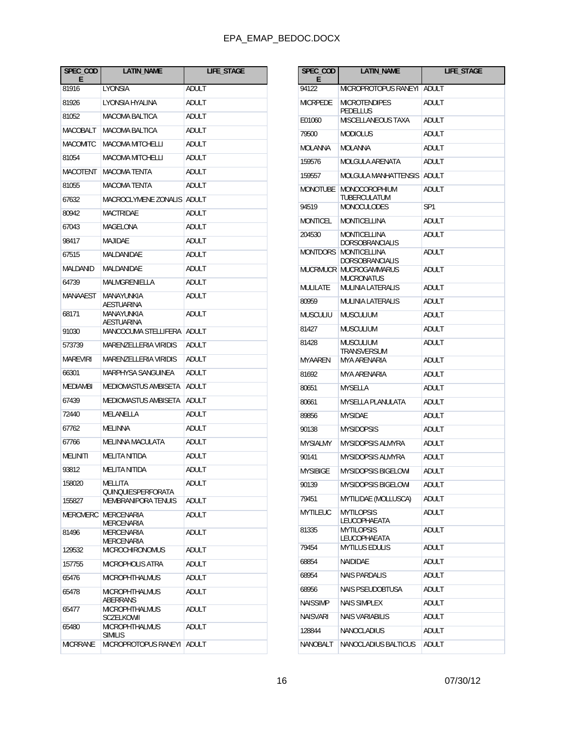| SPEC_CODE | LATIN_NAME | LIFE_STAGE |
|---|---|---|
| 81916 | LYONSIA | ADULT |
| 81926 | LYONSIA HYALINA | ADULT |
| 81052 | MACOMA BALTICA | ADULT |
| MACOBALT | MACOMA BALTICA | ADULT |
| MACOMITC | MACOMA MITCHELLI | ADULT |
| 81054 | MACOMA MITCHELLI | ADULT |
| MACOTENT | MACOMA TENTA | ADULT |
| 81055 | MACOMA TENTA | ADULT |
| 67632 | MACROCLYMENE ZONALIS | ADULT |
| 80942 | MACTRIDAE | ADULT |
| 67043 | MAGELONA | ADULT |
| 98417 | MAJIDAE | ADULT |
| 67515 | MALDANIDAE | ADULT |
| MALDANID | MALDANIDAE | ADULT |
| 64739 | MALMGRENIELLA | ADULT |
| MANAAEST | MANAYUNKIA AESTUARINA | ADULT |
| 68171 | MANAYUNKIA AESTUARINA | ADULT |
| 91030 | MANCOCUMA STELLIFERA | ADULT |
| 573739 | MARENZELLERIA VIRIDIS | ADULT |
| MAREVIRI | MARENZELLERIA VIRIDIS | ADULT |
| 66301 | MARPHYSA SANGUINEA | ADULT |
| MEDIAMBI | MEDIOMASTUS AMBISETA | ADULT |
| 67439 | MEDIOMASTUS AMBISETA | ADULT |
| 72440 | MELANELLA | ADULT |
| 67762 | MELINNA | ADULT |
| 67766 | MELINNA MACULATA | ADULT |
| MELINITI | MELITA NITIDA | ADULT |
| 93812 | MELITA NITIDA | ADULT |
| 158020 | MELLITA QUINQUIESPERFORATA | ADULT |
| 155827 | MEMBRANIPORA TENUIS | ADULT |
| MERCMERC | MERCENARIA MERCENARIA | ADULT |
| 81496 | MERCENARIA MERCENARIA | ADULT |
| 129532 | MICROCHIRONOMUS | ADULT |
| 157755 | MICROPHOLIS ATRA | ADULT |
| 65476 | MICROPHTHALMUS | ADULT |
| 65478 | MICROPHTHALMUS ABERRANS | ADULT |
| 65477 | MICROPHTHALMUS SCZELKOWII | ADULT |
| 65480 | MICROPHTHALMUS SIMILIS | ADULT |
| MICRRANE | MICROPROTOPUS RANEYI | ADULT |
| 94122 | MICROPROTOPUS RANEYI | ADULT |
| MICRPEDE | MICROTENDIPES PEDELLUS | ADULT |
| E01060 | MISCELLANEOUS TAXA | ADULT |
| 79500 | MODIOLUS | ADULT |
| MOLANNA | MOLANNA | ADULT |
| 159576 | MOLGULA ARENATA | ADULT |
| 159557 | MOLGULA MANHATTENSIS | ADULT |
| MONOTUBE | MONOCOROPHIUM TUBERCULATUM | ADULT |
| 94519 | MONOCULODES | SP1 |
| MONTICEL | MONTICELLINA | ADULT |
| 204530 | MONTICELLINA DORSOBRANCIALIS | ADULT |
| MONTDORS | MONTICELLINA DORSOBRANCIALIS | ADULT |
| MUCRMUCR | MUCROGAMMARUS MUCRONATUS | ADULT |
| MULILATE | MULINIA LATERALIS | ADULT |
| 80959 | MULINIA LATERALIS | ADULT |
| MUSCULIU | MUSCULIUM | ADULT |
| 81427 | MUSCULIUM | ADULT |
| 81428 | MUSCULIUM TRANSVERSUM | ADULT |
| MYAAREN | MYA ARENARIA | ADULT |
| 81692 | MYA ARENARIA | ADULT |
| 80651 | MYSELLA | ADULT |
| 80661 | MYSELLA PLANULATA | ADULT |
| 89856 | MYSIDAE | ADULT |
| 90138 | MYSIDOPSIS | ADULT |
| MYSIALMY | MYSIDOPSIS ALMYRA | ADULT |
| 90141 | MYSIDOPSIS ALMYRA | ADULT |
| MYSIBIGE | MYSIDOPSIS BIGELOWI | ADULT |
| 90139 | MYSIDOPSIS BIGELOWI | ADULT |
| 79451 | MYTILIDAE (MOLLUSCA) | ADULT |
| MYTILEUC | MYTILOPSIS LEUCOPHAEATA | ADULT |
| 81335 | MYTILOPSIS LEUCOPHAEATA | ADULT |
| 79454 | MYTILUS EDULIS | ADULT |
| 68854 | NAIDIDAE | ADULT |
| 68954 | NAIS PARDALIS | ADULT |
| 68956 | NAIS PSEUDOBTUSA | ADULT |
| NAISSIMP | NAIS SIMPLEX | ADULT |
| NAISVARI | NAIS VARIABILIS | ADULT |
| 128844 | NANOCLADIUS | ADULT |
| NANOBALT | NANOCLADIUS BALTICUS | ADULT |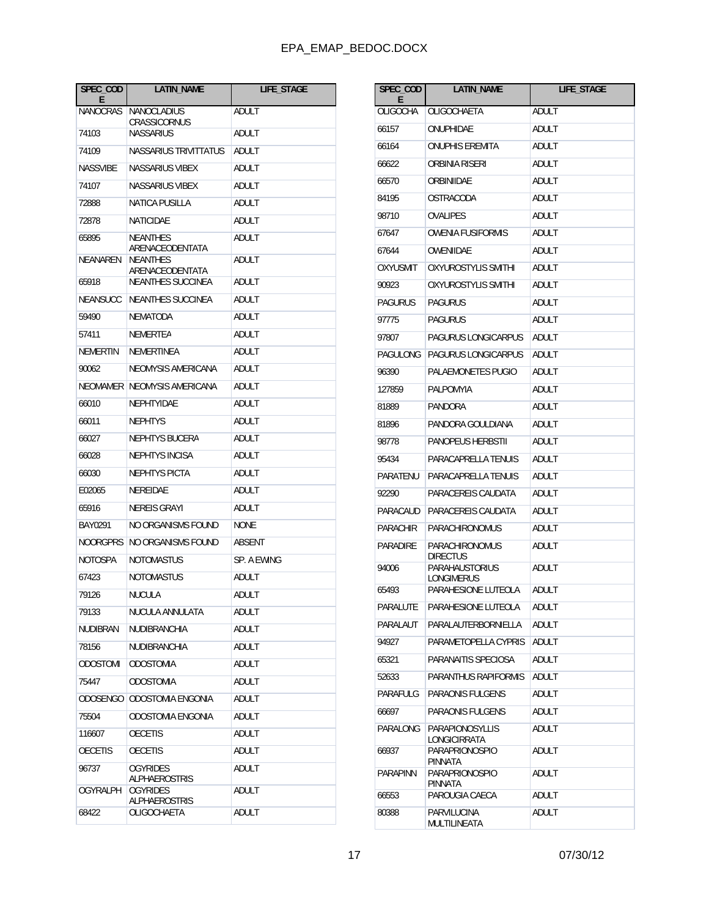| SPEC_CODE | LATIN_NAME | LIFE_STAGE |
|---|---|---|
| NANOCRAS | NANOCLADIUS CRASSICORNUS | ADULT |
| 74103 | NASSARIUS | ADULT |
| 74109 | NASSARIUS TRIVITTATUS | ADULT |
| NASSVIBE | NASSARIUS VIBEX | ADULT |
| 74107 | NASSARIUS VIBEX | ADULT |
| 72888 | NATICA PUSILLA | ADULT |
| 72878 | NATICIDAE | ADULT |
| 65895 | NEANTHES ARENACEODENTATA | ADULT |
| NEANAREN | NEANTHES ARENACEODENTATA | ADULT |
| 65918 | NEANTHES SUCCINEA | ADULT |
| NEANSUCC | NEANTHES SUCCINEA | ADULT |
| 59490 | NEMATODA | ADULT |
| 57411 | NEMERTEA | ADULT |
| NEMERTIN | NEMERTINEA | ADULT |
| 90062 | NEOMYSIS AMERICANA | ADULT |
| NEOMAMER | NEOMYSIS AMERICANA | ADULT |
| 66010 | NEPHTYIDAE | ADULT |
| 66011 | NEPHTYS | ADULT |
| 66027 | NEPHTYS BUCERA | ADULT |
| 66028 | NEPHTYS INCISA | ADULT |
| 66030 | NEPHTYS PICTA | ADULT |
| E02065 | NEREIDAE | ADULT |
| 65916 | NEREIS GRAYI | ADULT |
| BAY0291 | NO ORGANISMS FOUND | NONE |
| NOORGPRS | NO ORGANISMS FOUND | ABSENT |
| NOTOSPA | NOTOMASTUS | SP. A EWING |
| 67423 | NOTOMASTUS | ADULT |
| 79126 | NUCULA | ADULT |
| 79133 | NUCULA ANNULATA | ADULT |
| NUDIBRAN | NUDIBRANCHIA | ADULT |
| 78156 | NUDIBRANCHIA | ADULT |
| ODOSTOMI | ODOSTOMIA | ADULT |
| 75447 | ODOSTOMIA | ADULT |
| ODOSENGO | ODOSTOMIA ENGONIA | ADULT |
| 75504 | ODOSTOMIA ENGONIA | ADULT |
| 116607 | OECETIS | ADULT |
| OECETIS | OECETIS | ADULT |
| 96737 | OGYRIDES ALPHAEROSTRIS | ADULT |
| OGYRALPH | OGYRIDES ALPHAEROSTRIS | ADULT |
| 68422 | OLIGOCHAETA | ADULT |
| OLIGOCHA | OLIGOCHAETA | ADULT |
| 66157 | ONUPHIDAE | ADULT |
| 66164 | ONUPHIS EREMITA | ADULT |
| 66622 | ORBINIA RISERI | ADULT |
| 66570 | ORBINIIDAE | ADULT |
| 84195 | OSTRACODA | ADULT |
| 98710 | OVALIPES | ADULT |
| 67647 | OWENIA FUSIFORMIS | ADULT |
| 67644 | OWENIIDAE | ADULT |
| OXYUSMIT | OXYUROSTYLIS SMITHI | ADULT |
| 90923 | OXYUROSTYLIS SMITHI | ADULT |
| PAGURUS | PAGURUS | ADULT |
| 97775 | PAGURUS | ADULT |
| 97807 | PAGURUS LONGICARPUS | ADULT |
| PAGULONG | PAGURUS LONGICARPUS | ADULT |
| 96390 | PALAEMONETES PUGIO | ADULT |
| 127859 | PALPOMYIA | ADULT |
| 81889 | PANDORA | ADULT |
| 81896 | PANDORA GOULDIANA | ADULT |
| 98778 | PANOPEUS HERBSTII | ADULT |
| 95434 | PARACAPRELLA TENUIS | ADULT |
| PARATENU | PARACAPRELLA TENUIS | ADULT |
| 92290 | PARACEREIS CAUDATA | ADULT |
| PARACAUD | PARACEREIS CAUDATA | ADULT |
| PARACHIR | PARACHIRONOMUS | ADULT |
| PARADIRE | PARACHIRONOMUS DIRECTUS | ADULT |
| 94006 | PARAHAUSTORIUS LONGIMERUS | ADULT |
| 65493 | PARAHESIONE LUTEOLA | ADULT |
| PARALUTE | PARAHESIONE LUTEOLA | ADULT |
| PARALAUT | PARALAUTERBORNIELLA | ADULT |
| 94927 | PARAMETOPELLA CYPRIS | ADULT |
| 65321 | PARANAITIS SPECIOSA | ADULT |
| 52633 | PARANTHUS RAPIFORMIS | ADULT |
| PARAFULG | PARAONIS FULGENS | ADULT |
| 66697 | PARAONIS FULGENS | ADULT |
| PARALONG | PARAPIONOSYLLIS LONGICIRRATA | ADULT |
| 66937 | PARAPRIONOSPIO PINNATA | ADULT |
| PARAPINN | PARAPRIONOSPIO PINNATA | ADULT |
| 66553 | PAROUGIA CAECA | ADULT |
| 80388 | PARVILUCINA MULTILINEATA | ADULT |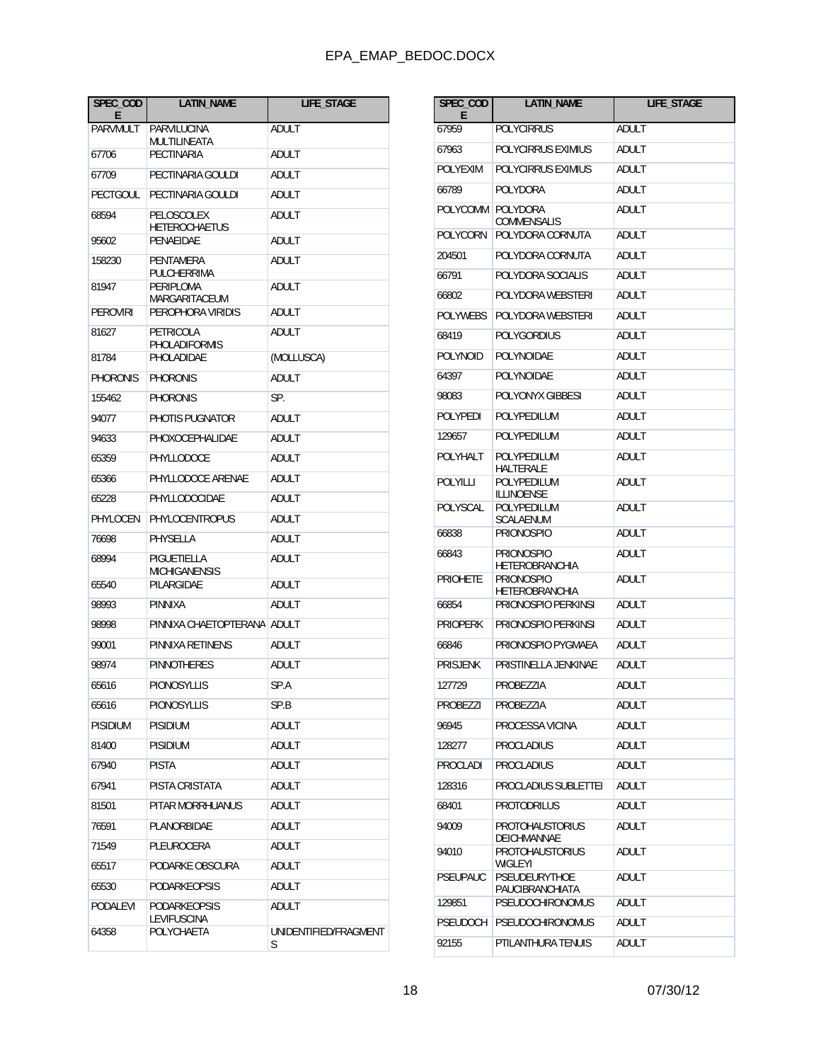| SPEC_CODE | LATIN_NAME | LIFE_STAGE |
|---|---|---|
| PARVMULT | PARVILUCINA MULTILINEATA | ADULT |
| 67706 | PECTINARIA | ADULT |
| 67709 | PECTINARIA GOULDI | ADULT |
| PECTGOUL | PECTINARIA GOULDI | ADULT |
| 68594 | PELOSCOLEX HETEROCHAETUS | ADULT |
| 95602 | PENAEIDAE | ADULT |
| 158230 | PENTAMERA PULCHERRIMA | ADULT |
| 81947 | PERIPLOMA MARGARITACEUM | ADULT |
| PEROVIRI | PEROPHORA VIRIDIS | ADULT |
| 81627 | PETRICOLA PHOLADIFORMIS | ADULT |
| 81784 | PHOLADIDAE | (MOLLUSCA) |
| PHORONIS | PHORONIS | ADULT |
| 155462 | PHORONIS | SP. |
| 94077 | PHOTIS PUGNATOR | ADULT |
| 94633 | PHOXOCEPHALIDAE | ADULT |
| 65359 | PHYLLODOCE | ADULT |
| 65366 | PHYLLODOCE ARENAE | ADULT |
| 65228 | PHYLLODOCIDAE | ADULT |
| PHYLOCEN | PHYLOCENTROPUS | ADULT |
| 76698 | PHYSELLA | ADULT |
| 68994 | PIGUETIELLA MICHIGANENSIS | ADULT |
| 65540 | PILARGIDAE | ADULT |
| 98993 | PINNIXA | ADULT |
| 98998 | PINNIXA CHAETOPTERANA | ADULT |
| 99001 | PINNIXA RETINENS | ADULT |
| 98974 | PINNOTHERES | ADULT |
| 65616 | PIONOSYLLIS | SP.A |
| 65616 | PIONOSYLLIS | SP.B |
| PISIDIUM | PISIDIUM | ADULT |
| 81400 | PISIDIUM | ADULT |
| 67940 | PISTA | ADULT |
| 67941 | PISTA CRISTATA | ADULT |
| 81501 | PITAR MORRHUANUS | ADULT |
| 76591 | PLANORBIDAE | ADULT |
| 71549 | PLEUROCERA | ADULT |
| 65517 | PODARKE OBSCURA | ADULT |
| 65530 | PODARKEOPSIS | ADULT |
| PODALEVI | PODARKEOPSIS LEVIFUSCINA | ADULT |
| 64358 | POLYCHAETA | UNIDENTIFIED/FRAGMENTS |
| 67959 | POLYCIRRUS | ADULT |
| 67963 | POLYCIRRUS EXIMIUS | ADULT |
| POLYEXIM | POLYCIRRUS EXIMIUS | ADULT |
| 66789 | POLYDORA | ADULT |
| POLYCOMM | POLYDORA COMMENSALIS | ADULT |
| POLYCORN | POLYDORA CORNUTA | ADULT |
| 204501 | POLYDORA CORNUTA | ADULT |
| 66791 | POLYDORA SOCIALIS | ADULT |
| 66802 | POLYDORA WEBSTERI | ADULT |
| POLYWEBS | POLYDORA WEBSTERI | ADULT |
| 68419 | POLYGORDIUS | ADULT |
| POLYNOID | POLYNOIDAE | ADULT |
| 64397 | POLYNOIDAE | ADULT |
| 98083 | POLYONYX GIBBESI | ADULT |
| POLYPEDI | POLYPEDILUM | ADULT |
| 129657 | POLYPEDILUM | ADULT |
| POLYHALT | POLYPEDILUM HALTERALE | ADULT |
| POLYILLI | POLYPEDILUM ILLINOENSE | ADULT |
| POLYSCAL | POLYPEDILUM SCALAENUM | ADULT |
| 66838 | PRIONOSPIO | ADULT |
| 66843 | PRIONOSPIO HETEROBRANCHIA | ADULT |
| PRIOHETE | PRIONOSPIO HETEROBRANCHIA | ADULT |
| 66854 | PRIONOSPIO PERKINSI | ADULT |
| PRIOPERK | PRIONOSPIO PERKINSI | ADULT |
| 66846 | PRIONOSPIO PYGMAEA | ADULT |
| PRISJENK | PRISTINELLA JENKINAE | ADULT |
| 127729 | PROBEZZIA | ADULT |
| PROBEZZI | PROBEZZIA | ADULT |
| 96945 | PROCESSA VICINA | ADULT |
| 128277 | PROCLADIUS | ADULT |
| PROCLADI | PROCLADIUS | ADULT |
| 128316 | PROCLADIUS SUBLETTEI | ADULT |
| 68401 | PROTODRILUS | ADULT |
| 94009 | PROTOHAUSTORIUS DEICHMANNAE | ADULT |
| 94010 | PROTOHAUSTORIUS WIGLEYI | ADULT |
| PSEUPAUC | PSEUDEURYTHOE PAUCIBRANCHIATA | ADULT |
| 129851 | PSEUDOCHIRONOMUS | ADULT |
| PSEUDOCH | PSEUDOCHIRONOMUS | ADULT |
| 92155 | PTILANTHURA TENUIS | ADULT |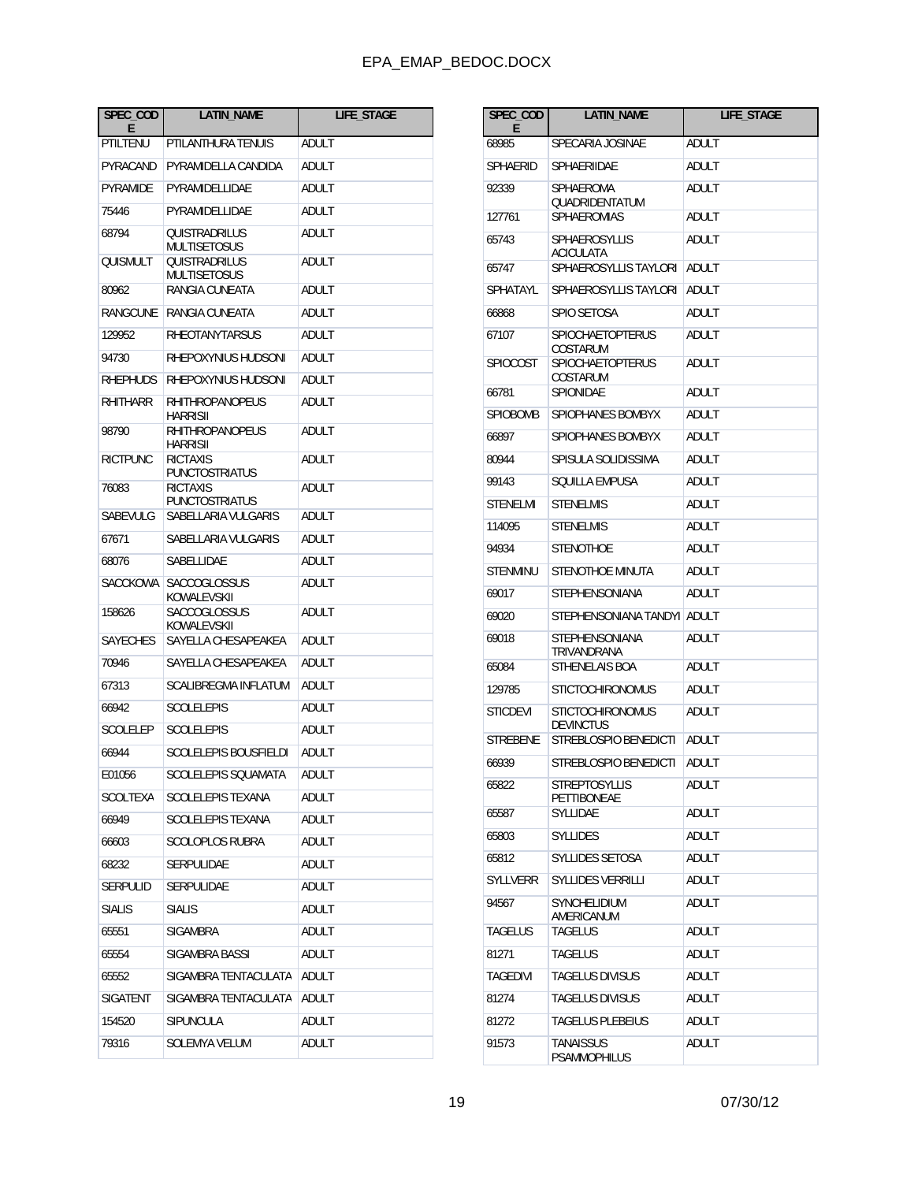| SPEC_CODE | LATIN_NAME | LIFE_STAGE |
|---|---|---|
| PTILTENU | PTILANTHURA TENUIS | ADULT |
| PYRACAND | PYRAMIDELLA CANDIDA | ADULT |
| PYRAMIDE | PYRAMIDELLIDAE | ADULT |
| 75446 | PYRAMIDELLIDAE | ADULT |
| 68794 | QUISTRADRILUS MULTISETOSUS | ADULT |
| QUISMULT | QUISTRADRILUS MULTISETOSUS | ADULT |
| 80962 | RANGIA CUNEATA | ADULT |
| RANGCUNE | RANGIA CUNEATA | ADULT |
| 129952 | RHEOTANYTARSUS | ADULT |
| 94730 | RHEPOXYNIUS HUDSONI | ADULT |
| RHEPHUDS | RHEPOXYNIUS HUDSONI | ADULT |
| RHITHARR | RHITHROPANOPEUS HARRISII | ADULT |
| 98790 | RHITHROPANOPEUS HARRISII | ADULT |
| RICTPUNC | RICTAXIS PUNCTOSTRIATUS | ADULT |
| 76083 | RICTAXIS PUNCTOSTRIATUS | ADULT |
| SABEVULG | SABELLARIA VULGARIS | ADULT |
| 67671 | SABELLARIA VULGARIS | ADULT |
| 68076 | SABELLIDAE | ADULT |
| SACCKOWA | SACCOGLOSSUS KOWALEVSKII | ADULT |
| 158626 | SACCOGLOSSUS KOWALEVSKII | ADULT |
| SAYECHES | SAYELLA CHESAPEAKEA | ADULT |
| 70946 | SAYELLA CHESAPEAKEA | ADULT |
| 67313 | SCALIBREGMA INFLATUM | ADULT |
| 66942 | SCOLELEPIS | ADULT |
| SCOLELEP | SCOLELEPIS | ADULT |
| 66944 | SCOLELEPIS BOUSFIELDI | ADULT |
| E01056 | SCOLELEPIS SQUAMATA | ADULT |
| SCOLTEXA | SCOLELEPIS TEXANA | ADULT |
| 66949 | SCOLELEPIS TEXANA | ADULT |
| 66603 | SCOLOPLOS RUBRA | ADULT |
| 68232 | SERPULIDAE | ADULT |
| SERPULID | SERPULIDAE | ADULT |
| SIALIS | SIALIS | ADULT |
| 65551 | SIGAMBRA | ADULT |
| 65554 | SIGAMBRA BASSI | ADULT |
| 65552 | SIGAMBRA TENTACULATA | ADULT |
| SIGATENT | SIGAMBRA TENTACULATA | ADULT |
| 154520 | SIPUNCULA | ADULT |
| 79316 | SOLEMYA VELUM | ADULT |
| 68985 | SPECARIA JOSINAE | ADULT |
| SPHAERID | SPHAERIIDAE | ADULT |
| 92339 | SPHAEROMA QUADRIDENTATUM | ADULT |
| 127761 | SPHAEROMIAS | ADULT |
| 65743 | SPHAEROSYLLIS ACICULATA | ADULT |
| 65747 | SPHAEROSYLLIS TAYLORI | ADULT |
| SPHATAYL | SPHAEROSYLLIS TAYLORI | ADULT |
| 66868 | SPIO SETOSA | ADULT |
| 67107 | SPIOCHAETOPTERUS COSTARUM | ADULT |
| SPIOCOST | SPIOCHAETOPTERUS COSTARUM | ADULT |
| 66781 | SPIONIDAE | ADULT |
| SPIOBOMB | SPIOPHANES BOMBYX | ADULT |
| 66897 | SPIOPHANES BOMBYX | ADULT |
| 80944 | SPISULA SOLIDISSIMA | ADULT |
| 99143 | SQUILLA EMPUSA | ADULT |
| STENELMI | STENELMIS | ADULT |
| 114095 | STENELMIS | ADULT |
| 94934 | STENOTHOE | ADULT |
| STENMINU | STENOTHOE MINUTA | ADULT |
| 69017 | STEPHENSONIANA | ADULT |
| 69020 | STEPHENSONIANA TANDYI | ADULT |
| 69018 | STEPHENSONIANA TRIVANDRANA | ADULT |
| 65084 | STHENELAIS BOA | ADULT |
| 129785 | STICTOCHIRONOMUS | ADULT |
| STICDEVI | STICTOCHIRONOMUS DEVINCTUS | ADULT |
| STREBENE | STREBLOSPIO BENEDICTI | ADULT |
| 66939 | STREBLOSPIO BENEDICTI | ADULT |
| 65822 | STREPTOSYLLIS PETTIBONEAE | ADULT |
| 65587 | SYLLIDAE | ADULT |
| 65803 | SYLLIDES | ADULT |
| 65812 | SYLLIDES SETOSA | ADULT |
| SYLLVERR | SYLLIDES VERRILLI | ADULT |
| 94567 | SYNCHELIDIUM AMERICANUM | ADULT |
| TAGELUS | TAGELUS | ADULT |
| 81271 | TAGELUS | ADULT |
| TAGEDIVI | TAGELUS DIVISUS | ADULT |
| 81274 | TAGELUS DIVISUS | ADULT |
| 81272 | TAGELUS PLEBEIUS | ADULT |
| 91573 | TANAISSUS PSAMMOPHILUS | ADULT |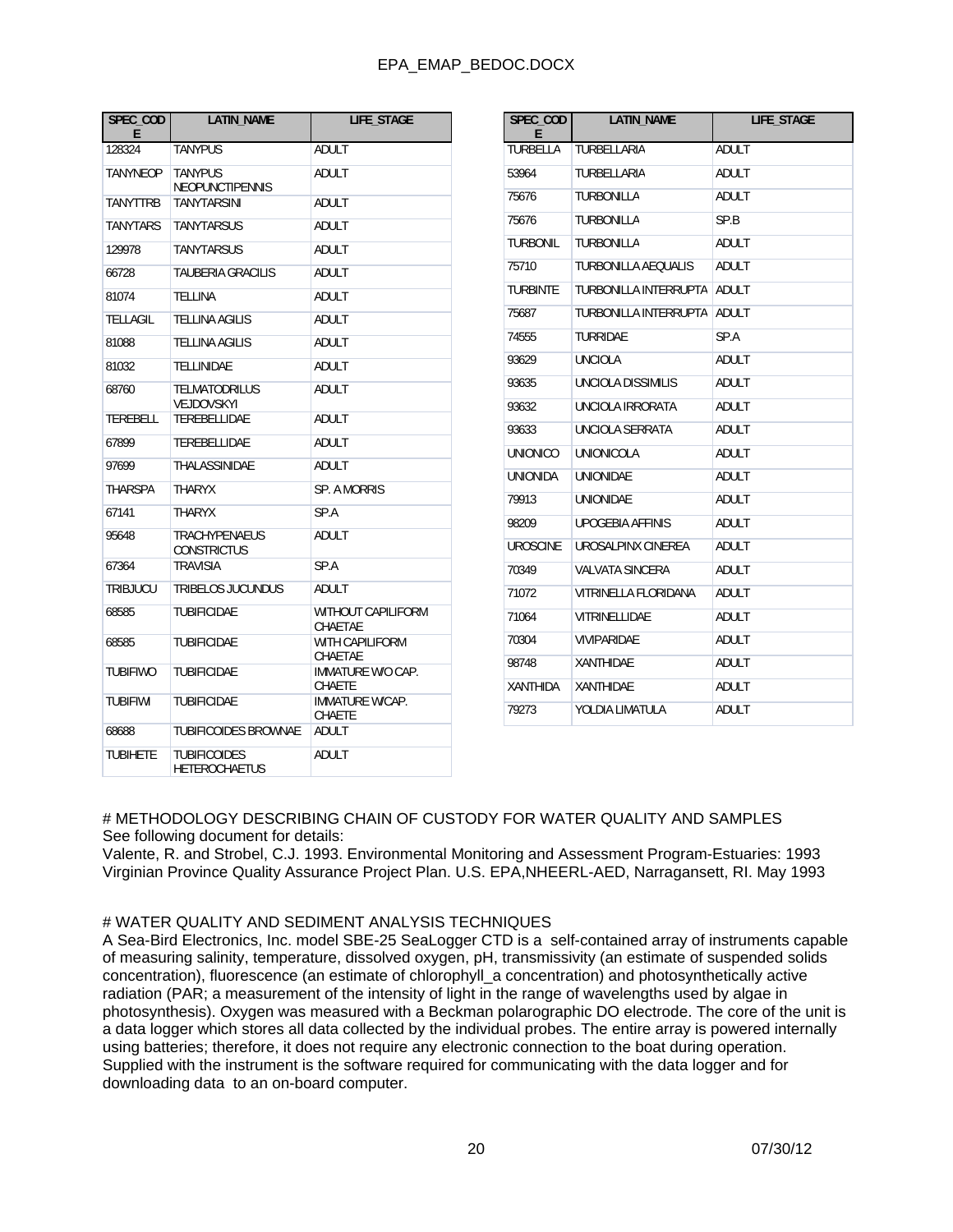| SPEC_CODE | LATIN_NAME | LIFE_STAGE |
| --- | --- | --- |
| 128324 | TANYPUS | ADULT |
| TANYNEOP | TANYPUS NEOPUNCTIPENNIS | ADULT |
| TANYTTRB | TANYTARSINI | ADULT |
| TANYTARS | TANYTARSUS | ADULT |
| 129978 | TANYTARSUS | ADULT |
| 66728 | TAUBERIA GRACILIS | ADULT |
| 81074 | TELLINA | ADULT |
| TELLAGIL | TELLINA AGILIS | ADULT |
| 81088 | TELLINA AGILIS | ADULT |
| 81032 | TELLINIDAE | ADULT |
| 68760 | TELMATODRILUS VEJDOVSKYI | ADULT |
| TEREBELL | TEREBELLIDAE | ADULT |
| 67899 | TEREBELLIDAE | ADULT |
| 97699 | THALASSINIDAE | ADULT |
| THARSPA | THARYX | SP. A MORRIS |
| 67141 | THARYX | SP.A |
| 95648 | TRACHYPENAEUS CONSTRICTUS | ADULT |
| 67364 | TRAVISIA | SP.A |
| TRIBJUCU | TRIBELOS JUCUNDUS | ADULT |
| 68585 | TUBIFICIDAE | WITHOUT CAPILIFORM CHAETAE |
| 68585 | TUBIFICIDAE | WITH CAPILIFORM CHAETAE |
| TUBIFIWO | TUBIFICIDAE | IMMATURE W/O CAP. CHAETE |
| TUBIFIWI | TUBIFICIDAE | IMMATURE W/CAP. CHAETE |
| 68688 | TUBIFICOIDES BROWNAE | ADULT |
| TUBIHETE | TUBIFICOIDES HETEROCHAETUS | ADULT |
| TURBELLA | TURBELLARIA | ADULT |
| 53964 | TURBELLARIA | ADULT |
| 75676 | TURBONILLA | ADULT |
| 75676 | TURBONILLA | SP.B |
| TURBONIL | TURBONILLA | ADULT |
| 75710 | TURBONILLA AEQUALIS | ADULT |
| TURBINTE | TURBONILLA INTERRUPTA | ADULT |
| 75687 | TURBONILLA INTERRUPTA | ADULT |
| 74555 | TURRIDAE | SP.A |
| 93629 | UNCIOLA | ADULT |
| 93635 | UNCIOLA DISSIMILIS | ADULT |
| 93632 | UNCIOLA IRRORATA | ADULT |
| 93633 | UNCIOLA SERRATA | ADULT |
| UNIONICO | UNIONICOLA | ADULT |
| UNIONIDA | UNIONIDAE | ADULT |
| 79913 | UNIONIDAE | ADULT |
| 98209 | UPOGEBIA AFFINIS | ADULT |
| UROSCINE | UROSALPINX CINEREA | ADULT |
| 70349 | VALVATA SINCERA | ADULT |
| 71072 | VITRINELLA FLORIDANA | ADULT |
| 71064 | VITRINELLIDAE | ADULT |
| 70304 | VIVIPARIDAE | ADULT |
| 98748 | XANTHIDAE | ADULT |
| XANTHIDA | XANTHIDAE | ADULT |
| 79273 | YOLDIA LIMATULA | ADULT |

# METHODOLOGY DESCRIBING CHAIN OF CUSTODY FOR WATER QUALITY AND SAMPLES

See following document for details:

Valente, R. and Strobel, C.J. 1993. Environmental Monitoring and Assessment Program-Estuaries: 1993 Virginian Province Quality Assurance Project Plan. U.S. EPA,NHEERL-AED, Narragansett, RI. May 1993

# WATER QUALITY AND SEDIMENT ANALYSIS TECHNIQUES

A Sea-Bird Electronics, Inc. model SBE-25 SeaLogger CTD is a self-contained array of instruments capable of measuring salinity, temperature, dissolved oxygen, pH, transmissivity (an estimate of suspended solids concentration), fluorescence (an estimate of chlorophyll_a concentration) and photosynthetically active radiation (PAR; a measurement of the intensity of light in the range of wavelengths used by algae in photosynthesis). Oxygen was measured with a Beckman polarographic DO electrode. The core of the unit is a data logger which stores all data collected by the individual probes. The entire array is powered internally using batteries; therefore, it does not require any electronic connection to the boat during operation. Supplied with the instrument is the software required for communicating with the data logger and for downloading data to an on-board computer.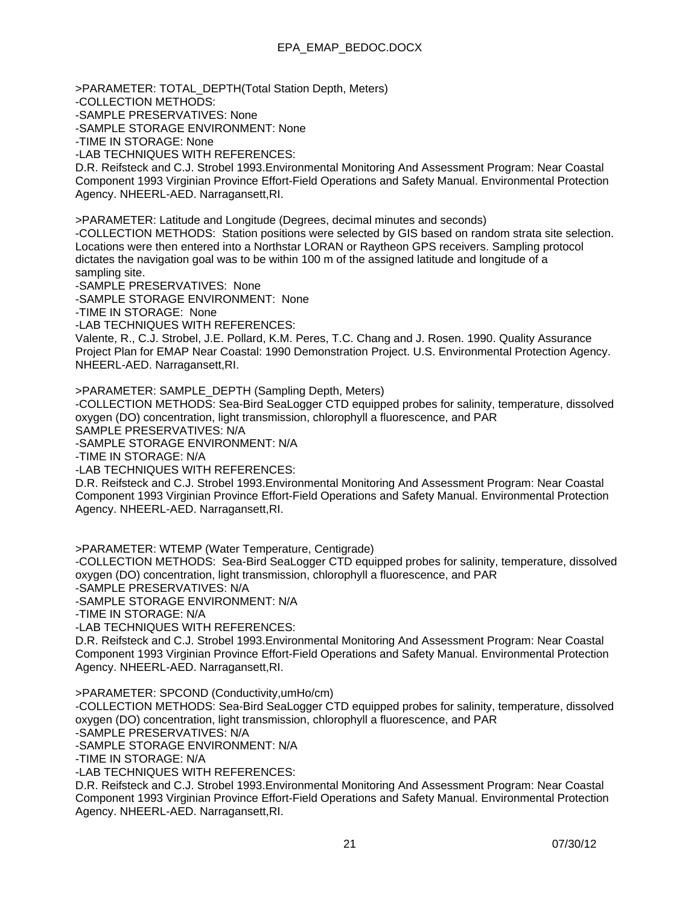>PARAMETER: TOTAL_DEPTH(Total Station Depth, Meters)
-COLLECTION METHODS:
-SAMPLE PRESERVATIVES: None
-SAMPLE STORAGE ENVIRONMENT: None
-TIME IN STORAGE: None
-LAB TECHNIQUES WITH REFERENCES:
D.R. Reifsteck and C.J. Strobel 1993.Environmental Monitoring And Assessment Program: Near Coastal Component 1993 Virginian Province Effort-Field Operations and Safety Manual. Environmental Protection Agency. NHEERL-AED. Narragansett,RI.

>PARAMETER: Latitude and Longitude (Degrees, decimal minutes and seconds)
-COLLECTION METHODS: Station positions were selected by GIS based on random strata site selection. Locations were then entered into a Northstar LORAN or Raytheon GPS receivers. Sampling protocol dictates the navigation goal was to be within 100 m of the assigned latitude and longitude of a sampling site.
-SAMPLE PRESERVATIVES: None
-SAMPLE STORAGE ENVIRONMENT: None
-TIME IN STORAGE: None
-LAB TECHNIQUES WITH REFERENCES:
Valente, R., C.J. Strobel, J.E. Pollard, K.M. Peres, T.C. Chang and J. Rosen. 1990. Quality Assurance Project Plan for EMAP Near Coastal: 1990 Demonstration Project. U.S. Environmental Protection Agency. NHEERL-AED. Narragansett,RI.

>PARAMETER: SAMPLE_DEPTH (Sampling Depth, Meters)
-COLLECTION METHODS: Sea-Bird SeaLogger CTD equipped probes for salinity, temperature, dissolved oxygen (DO) concentration, light transmission, chlorophyll a fluorescence, and PAR
SAMPLE PRESERVATIVES: N/A
-SAMPLE STORAGE ENVIRONMENT: N/A
-TIME IN STORAGE: N/A
-LAB TECHNIQUES WITH REFERENCES:
D.R. Reifsteck and C.J. Strobel 1993.Environmental Monitoring And Assessment Program: Near Coastal Component 1993 Virginian Province Effort-Field Operations and Safety Manual. Environmental Protection Agency. NHEERL-AED. Narragansett,RI.

>PARAMETER: WTEMP (Water Temperature, Centigrade)
-COLLECTION METHODS: Sea-Bird SeaLogger CTD equipped probes for salinity, temperature, dissolved oxygen (DO) concentration, light transmission, chlorophyll a fluorescence, and PAR
-SAMPLE PRESERVATIVES: N/A
-SAMPLE STORAGE ENVIRONMENT: N/A
-TIME IN STORAGE: N/A
-LAB TECHNIQUES WITH REFERENCES:
D.R. Reifsteck and C.J. Strobel 1993.Environmental Monitoring And Assessment Program: Near Coastal Component 1993 Virginian Province Effort-Field Operations and Safety Manual. Environmental Protection Agency. NHEERL-AED. Narragansett,RI.

>PARAMETER: SPCOND (Conductivity,umHo/cm)
-COLLECTION METHODS: Sea-Bird SeaLogger CTD equipped probes for salinity, temperature, dissolved oxygen (DO) concentration, light transmission, chlorophyll a fluorescence, and PAR
-SAMPLE PRESERVATIVES: N/A
-SAMPLE STORAGE ENVIRONMENT: N/A
-TIME IN STORAGE: N/A
-LAB TECHNIQUES WITH REFERENCES:
D.R. Reifsteck and C.J. Strobel 1993.Environmental Monitoring And Assessment Program: Near Coastal Component 1993 Virginian Province Effort-Field Operations and Safety Manual. Environmental Protection Agency. NHEERL-AED. Narragansett,RI.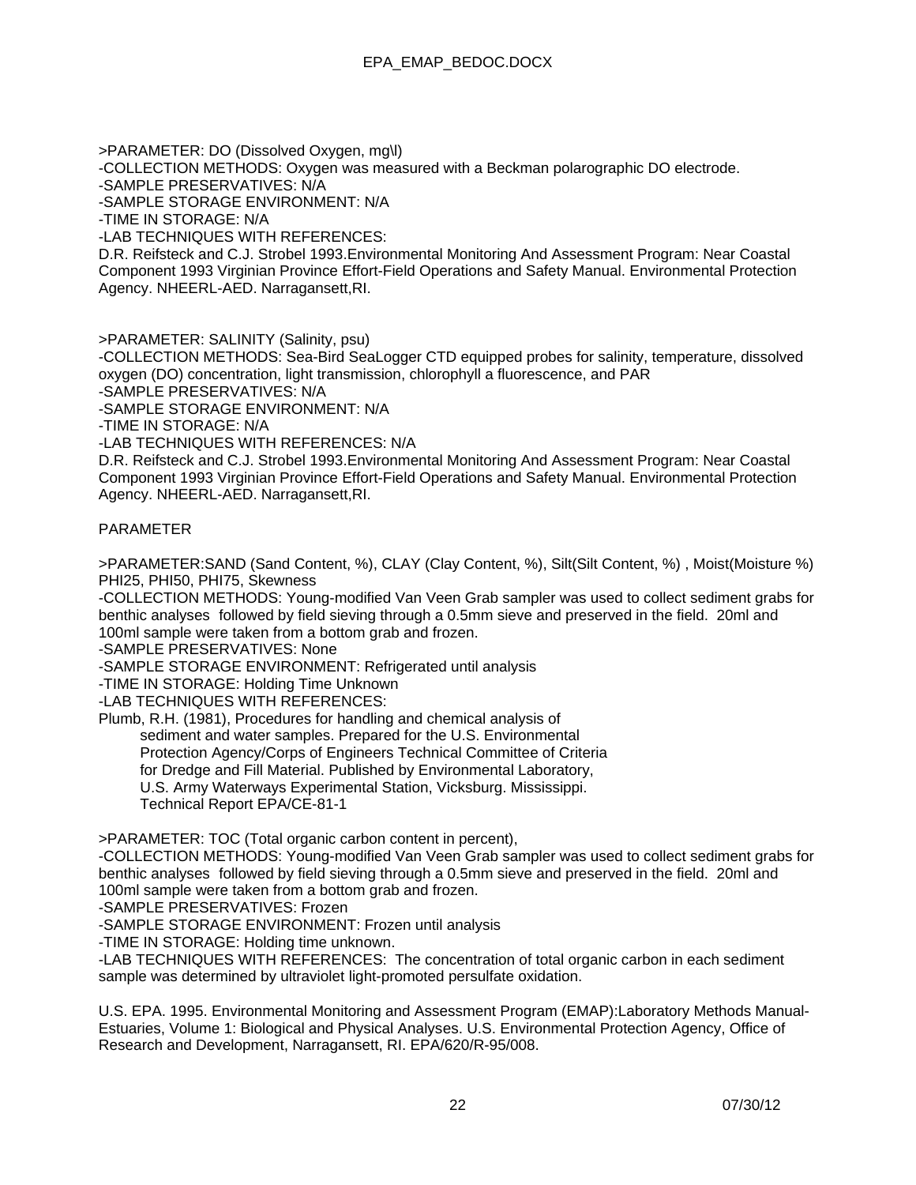>PARAMETER: DO (Dissolved Oxygen, mg\l)
-COLLECTION METHODS: Oxygen was measured with a Beckman polarographic DO electrode.
-SAMPLE PRESERVATIVES: N/A
-SAMPLE STORAGE ENVIRONMENT: N/A
-TIME IN STORAGE: N/A
-LAB TECHNIQUES WITH REFERENCES:
D.R. Reifsteck and C.J. Strobel 1993.Environmental Monitoring And Assessment Program: Near Coastal Component 1993 Virginian Province Effort-Field Operations and Safety Manual. Environmental Protection Agency. NHEERL-AED. Narragansett,RI.

>PARAMETER: SALINITY (Salinity, psu)
-COLLECTION METHODS: Sea-Bird SeaLogger CTD equipped probes for salinity, temperature, dissolved oxygen (DO) concentration, light transmission, chlorophyll a fluorescence, and PAR
-SAMPLE PRESERVATIVES: N/A
-SAMPLE STORAGE ENVIRONMENT: N/A
-TIME IN STORAGE: N/A
-LAB TECHNIQUES WITH REFERENCES: N/A
D.R. Reifsteck and C.J. Strobel 1993.Environmental Monitoring And Assessment Program: Near Coastal Component 1993 Virginian Province Effort-Field Operations and Safety Manual. Environmental Protection Agency. NHEERL-AED. Narragansett,RI.

PARAMETER

>PARAMETER:SAND (Sand Content, %), CLAY (Clay Content, %), Silt(Silt Content, %) , Moist(Moisture %) PHI25, PHI50, PHI75, Skewness
-COLLECTION METHODS: Young-modified Van Veen Grab sampler was used to collect sediment grabs for benthic analyses followed by field sieving through a 0.5mm sieve and preserved in the field. 20ml and 100ml sample were taken from a bottom grab and frozen.
-SAMPLE PRESERVATIVES: None
-SAMPLE STORAGE ENVIRONMENT: Refrigerated until analysis
-TIME IN STORAGE: Holding Time Unknown
-LAB TECHNIQUES WITH REFERENCES:
Plumb, R.H. (1981), Procedures for handling and chemical analysis of
sediment and water samples. Prepared for the U.S. Environmental
Protection Agency/Corps of Engineers Technical Committee of Criteria
for Dredge and Fill Material. Published by Environmental Laboratory,
U.S. Army Waterways Experimental Station, Vicksburg. Mississippi.
Technical Report EPA/CE-81-1

>PARAMETER: TOC (Total organic carbon content in percent),
-COLLECTION METHODS: Young-modified Van Veen Grab sampler was used to collect sediment grabs for benthic analyses followed by field sieving through a 0.5mm sieve and preserved in the field. 20ml and 100ml sample were taken from a bottom grab and frozen.
-SAMPLE PRESERVATIVES: Frozen
-SAMPLE STORAGE ENVIRONMENT: Frozen until analysis
-TIME IN STORAGE: Holding time unknown.
-LAB TECHNIQUES WITH REFERENCES: The concentration of total organic carbon in each sediment sample was determined by ultraviolet light-promoted persulfate oxidation.

U.S. EPA. 1995. Environmental Monitoring and Assessment Program (EMAP):Laboratory Methods Manual-Estuaries, Volume 1: Biological and Physical Analyses. U.S. Environmental Protection Agency, Office of Research and Development, Narragansett, RI. EPA/620/R-95/008.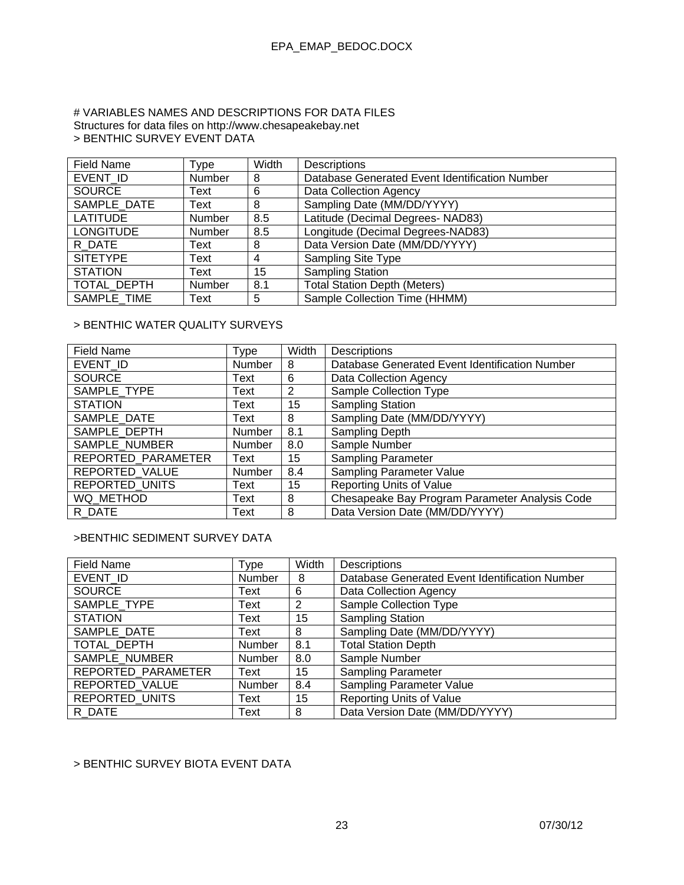# VARIABLES NAMES AND DESCRIPTIONS FOR DATA FILES

Structures for data files on http://www.chesapeakebay.net

> BENTHIC SURVEY EVENT DATA

| Field Name | Type | Width | Descriptions |
|---|---|---|---|
| EVENT_ID | Number | 8 | Database Generated Event Identification Number |
| SOURCE | Text | 6 | Data Collection Agency |
| SAMPLE_DATE | Text | 8 | Sampling Date (MM/DD/YYYY) |
| LATITUDE | Number | 8.5 | Latitude (Decimal Degrees- NAD83) |
| LONGITUDE | Number | 8.5 | Longitude (Decimal Degrees-NAD83) |
| R_DATE | Text | 8 | Data Version Date (MM/DD/YYYY) |
| SITETYPE | Text | 4 | Sampling Site Type |
| STATION | Text | 15 | Sampling Station |
| TOTAL_DEPTH | Number | 8.1 | Total Station Depth (Meters) |
| SAMPLE_TIME | Text | 5 | Sample Collection Time (HHMM) |

> BENTHIC WATER QUALITY SURVEYS

| Field Name | Type | Width | Descriptions |
|---|---|---|---|
| EVENT_ID | Number | 8 | Database Generated Event Identification Number |
| SOURCE | Text | 6 | Data Collection Agency |
| SAMPLE_TYPE | Text | 2 | Sample Collection Type |
| STATION | Text | 15 | Sampling Station |
| SAMPLE_DATE | Text | 8 | Sampling Date (MM/DD/YYYY) |
| SAMPLE_DEPTH | Number | 8.1 | Sampling Depth |
| SAMPLE_NUMBER | Number | 8.0 | Sample Number |
| REPORTED_PARAMETER | Text | 15 | Sampling Parameter |
| REPORTED_VALUE | Number | 8.4 | Sampling Parameter Value |
| REPORTED_UNITS | Text | 15 | Reporting Units of Value |
| WQ_METHOD | Text | 8 | Chesapeake Bay Program Parameter Analysis Code |
| R_DATE | Text | 8 | Data Version Date (MM/DD/YYYY) |

>BENTHIC SEDIMENT SURVEY DATA

| Field Name | Type | Width | Descriptions |
|---|---|---|---|
| EVENT_ID | Number | 8 | Database Generated Event Identification Number |
| SOURCE | Text | 6 | Data Collection Agency |
| SAMPLE_TYPE | Text | 2 | Sample Collection Type |
| STATION | Text | 15 | Sampling Station |
| SAMPLE_DATE | Text | 8 | Sampling Date (MM/DD/YYYY) |
| TOTAL_DEPTH | Number | 8.1 | Total Station Depth |
| SAMPLE_NUMBER | Number | 8.0 | Sample Number |
| REPORTED_PARAMETER | Text | 15 | Sampling Parameter |
| REPORTED_VALUE | Number | 8.4 | Sampling Parameter Value |
| REPORTED_UNITS | Text | 15 | Reporting Units of Value |
| R_DATE | Text | 8 | Data Version Date (MM/DD/YYYY) |

> BENTHIC SURVEY BIOTA EVENT DATA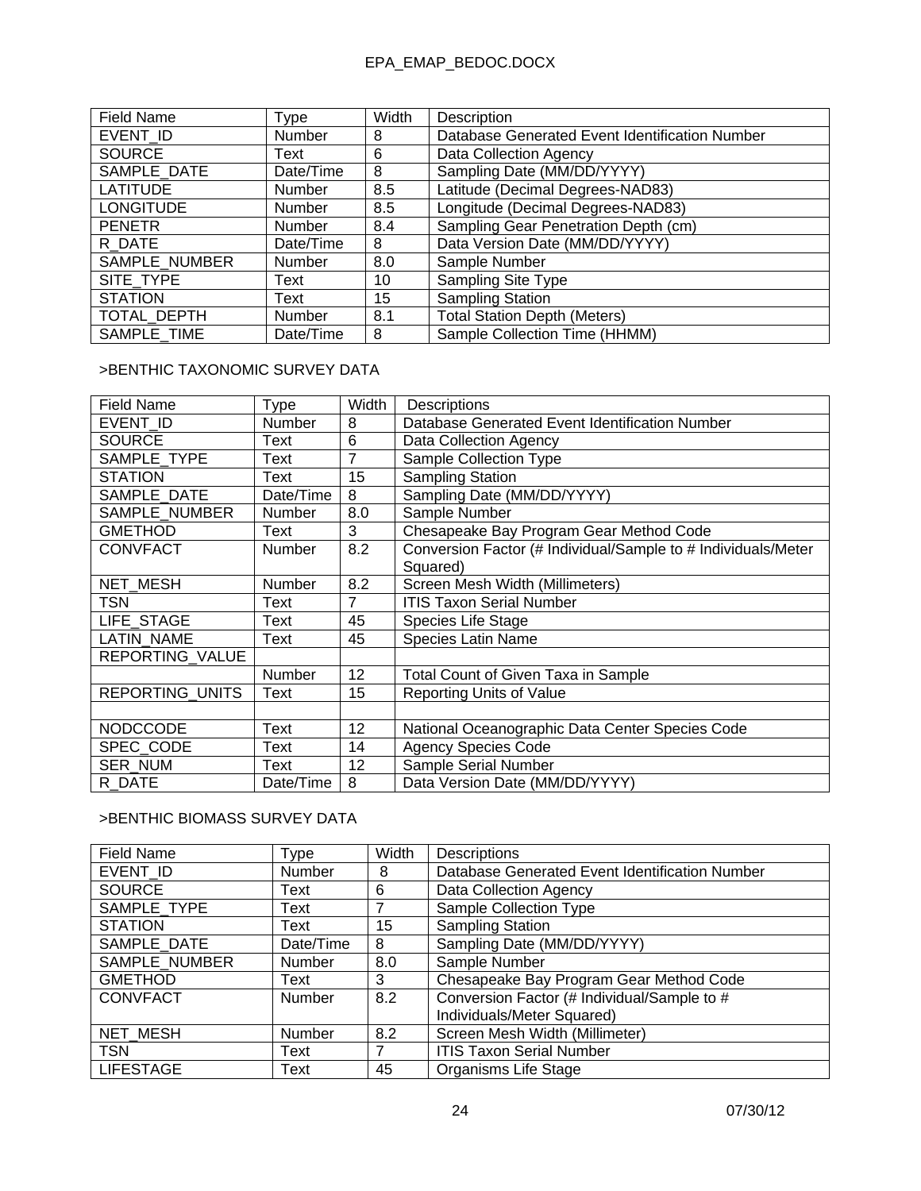| Field Name | Type | Width | Description |
|---|---|---|---|
| EVENT_ID | Number | 8 | Database Generated Event Identification Number |
| SOURCE | Text | 6 | Data Collection Agency |
| SAMPLE_DATE | Date/Time | 8 | Sampling Date (MM/DD/YYYY) |
| LATITUDE | Number | 8.5 | Latitude (Decimal Degrees-NAD83) |
| LONGITUDE | Number | 8.5 | Longitude (Decimal Degrees-NAD83) |
| PENETR | Number | 8.4 | Sampling Gear Penetration Depth (cm) |
| R_DATE | Date/Time | 8 | Data Version Date (MM/DD/YYYY) |
| SAMPLE_NUMBER | Number | 8.0 | Sample Number |
| SITE_TYPE | Text | 10 | Sampling Site Type |
| STATION | Text | 15 | Sampling Station |
| TOTAL_DEPTH | Number | 8.1 | Total Station Depth (Meters) |
| SAMPLE_TIME | Date/Time | 8 | Sample Collection Time (HHMM) |

>BENTHIC TAXONOMIC SURVEY DATA

| Field Name | Type | Width | Descriptions |
|---|---|---|---|
| EVENT_ID | Number | 8 | Database Generated Event Identification Number |
| SOURCE | Text | 6 | Data Collection Agency |
| SAMPLE_TYPE | Text | 7 | Sample Collection Type |
| STATION | Text | 15 | Sampling Station |
| SAMPLE_DATE | Date/Time | 8 | Sampling Date (MM/DD/YYYY) |
| SAMPLE_NUMBER | Number | 8.0 | Sample Number |
| GMETHOD | Text | 3 | Chesapeake Bay Program Gear Method Code |
| CONVFACT | Number | 8.2 | Conversion Factor (# Individual/Sample to # Individuals/Meter Squared) |
| NET_MESH | Number | 8.2 | Screen Mesh Width (Millimeters) |
| TSN | Text | 7 | ITIS Taxon Serial Number |
| LIFE_STAGE | Text | 45 | Species Life Stage |
| LATIN_NAME | Text | 45 | Species Latin Name |
| REPORTING_VALUE | | | |
| | Number | 12 | Total Count of Given Taxa in Sample |
| REPORTING_UNITS | Text | 15 | Reporting Units of Value |
| | | | |
| NODCCODE | Text | 12 | National Oceanographic Data Center Species Code |
| SPEC_CODE | Text | 14 | Agency Species Code |
| SER_NUM | Text | 12 | Sample Serial Number |
| R_DATE | Date/Time | 8 | Data Version Date (MM/DD/YYYY) |

>BENTHIC BIOMASS SURVEY DATA

| Field Name | Type | Width | Descriptions |
|---|---|---|---|
| EVENT_ID | Number | 8 | Database Generated Event Identification Number |
| SOURCE | Text | 6 | Data Collection Agency |
| SAMPLE_TYPE | Text | 7 | Sample Collection Type |
| STATION | Text | 15 | Sampling Station |
| SAMPLE_DATE | Date/Time | 8 | Sampling Date (MM/DD/YYYY) |
| SAMPLE_NUMBER | Number | 8.0 | Sample Number |
| GMETHOD | Text | 3 | Chesapeake Bay Program Gear Method Code |
| CONVFACT | Number | 8.2 | Conversion Factor (# Individual/Sample to # Individuals/Meter Squared) |
| NET_MESH | Number | 8.2 | Screen Mesh Width (Millimeter) |
| TSN | Text | 7 | ITIS Taxon Serial Number |
| LIFESTAGE | Text | 45 | Organisms Life Stage |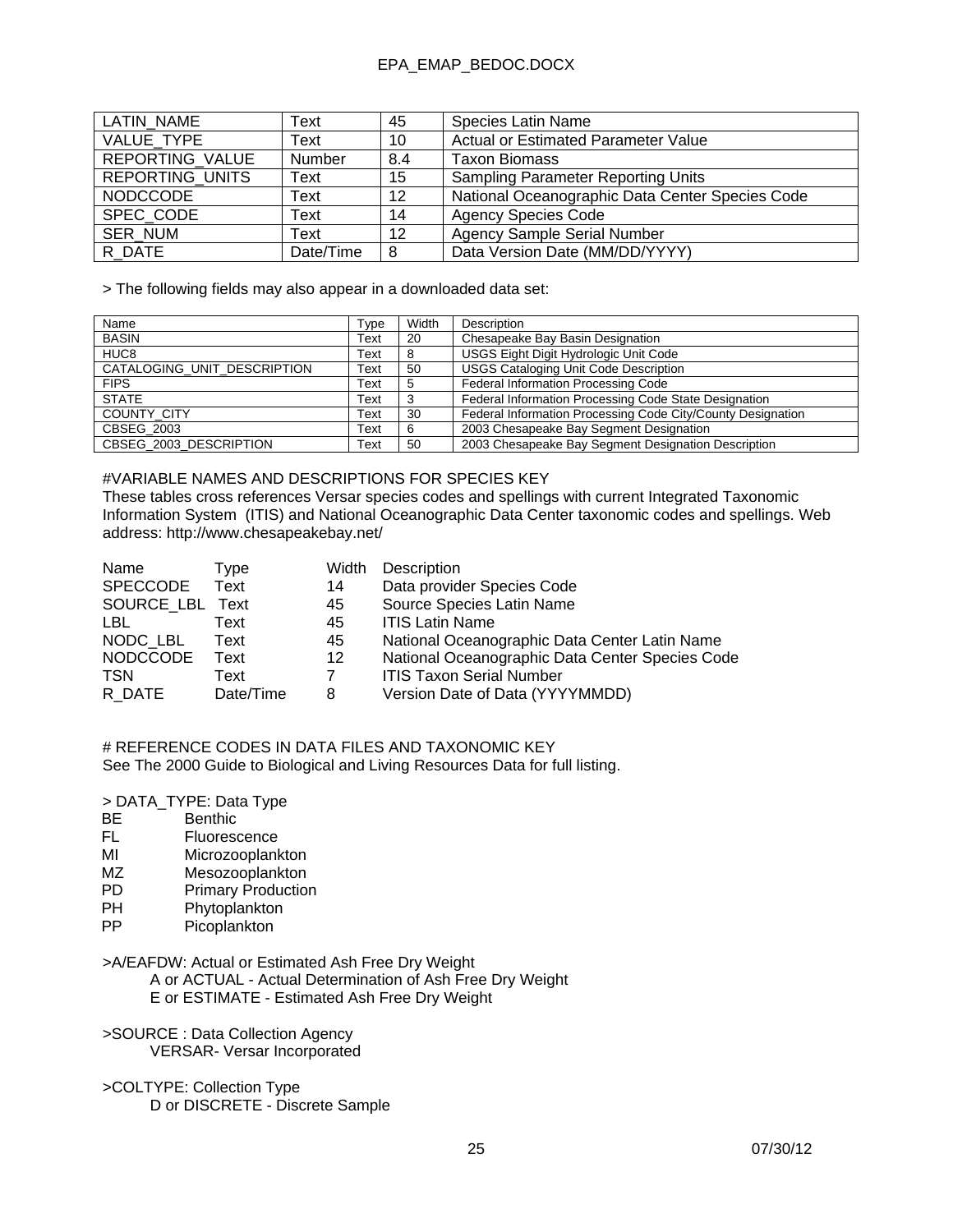| LATIN_NAME | Text | 45 | Species Latin Name |
| --- | --- | --- | --- |
| VALUE_TYPE | Text | 10 | Actual or Estimated Parameter Value |
| REPORTING_VALUE | Number | 8.4 | Taxon Biomass |
| REPORTING_UNITS | Text | 15 | Sampling Parameter Reporting Units |
| NODCCODE | Text | 12 | National Oceanographic Data Center Species Code |
| SPEC_CODE | Text | 14 | Agency Species Code |
| SER_NUM | Text | 12 | Agency Sample Serial Number |
| R_DATE | Date/Time | 8 | Data Version Date (MM/DD/YYYY) |

> The following fields may also appear in a downloaded data set:

| Name | Type | Width | Description |
| --- | --- | --- | --- |
| BASIN | Text | 20 | Chesapeake Bay Basin Designation |
| HUC8 | Text | 8 | USGS Eight Digit Hydrologic Unit Code |
| CATALOGING_UNIT_DESCRIPTION | Text | 50 | USGS Cataloging Unit Code Description |
| FIPS | Text | 5 | Federal Information Processing Code |
| STATE | Text | 3 | Federal Information Processing Code State Designation |
| COUNTY_CITY | Text | 30 | Federal Information Processing Code City/County Designation |
| CBSEG_2003 | Text | 6 | 2003 Chesapeake Bay Segment Designation |
| CBSEG_2003_DESCRIPTION | Text | 50 | 2003 Chesapeake Bay Segment Designation Description |

#VARIABLE NAMES AND DESCRIPTIONS FOR SPECIES KEY
These tables cross references Versar species codes and spellings with current Integrated Taxonomic Information System (ITIS) and National Oceanographic Data Center taxonomic codes and spellings. Web address: http://www.chesapeakebay.net/

| Name | Type | Width | Description |
| --- | --- | --- | --- |
| SPECCODE | Text | 14 | Data provider Species Code |
| SOURCE_LBL | Text | 45 | Source Species Latin Name |
| LBL | Text | 45 | ITIS Latin Name |
| NODC_LBL | Text | 45 | National Oceanographic Data Center Latin Name |
| NODCCODE | Text | 12 | National Oceanographic Data Center Species Code |
| TSN | Text | 7 | ITIS Taxon Serial Number |
| R_DATE | Date/Time | 8 | Version Date of Data (YYYYMMDD) |

# REFERENCE CODES IN DATA FILES AND TAXONOMIC KEY
See The 2000 Guide to Biological and Living Resources Data for full listing.

> DATA_TYPE: Data Type

BE Benthic
FL Fluorescence
MI Microzooplankton
MZ Mesozooplankton
PD Primary Production
PH Phytoplankton
PP Picoplankton

>A/EAFDW: Actual or Estimated Ash Free Dry Weight
A or ACTUAL - Actual Determination of Ash Free Dry Weight
E or ESTIMATE - Estimated Ash Free Dry Weight

>SOURCE : Data Collection Agency
VERSAR- Versar Incorporated

>COLTYPE: Collection Type
D or DISCRETE - Discrete Sample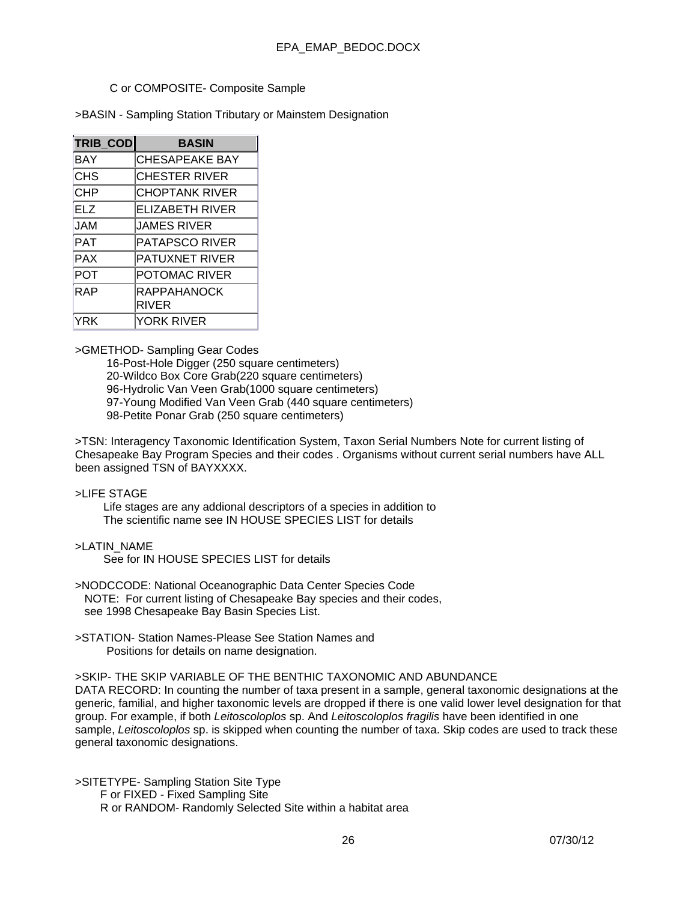C or COMPOSITE- Composite Sample

>BASIN - Sampling Station Tributary or Mainstem Designation

| TRIB_COD | BASIN |
|---|---|
| BAY | CHESAPEAKE BAY |
| CHS | CHESTER RIVER |
| CHP | CHOPTANK RIVER |
| ELZ | ELIZABETH RIVER |
| JAM | JAMES RIVER |
| PAT | PATAPSCO RIVER |
| PAX | PATUXNET RIVER |
| POT | POTOMAC RIVER |
| RAP | RAPPAHANOCK RIVER |
| YRK | YORK RIVER |

>GMETHOD- Sampling Gear Codes

16-Post-Hole Digger (250 square centimeters)
20-Wildco Box Core Grab(220 square centimeters)
96-Hydrolic Van Veen Grab(1000 square centimeters)
97-Young Modified Van Veen Grab (440 square centimeters)
98-Petite Ponar Grab (250 square centimeters)

>TSN: Interagency Taxonomic Identification System, Taxon Serial Numbers Note for current listing of Chesapeake Bay Program Species and their codes . Organisms without current serial numbers have ALL been assigned TSN of BAYXXXX.

>LIFE STAGE

Life stages are any addional descriptors of a species in addition to The scientific name see IN HOUSE SPECIES LIST for details

>LATIN_NAME

See for IN HOUSE SPECIES LIST for details

>NODCCODE: National Oceanographic Data Center Species Code
NOTE: For current listing of Chesapeake Bay species and their codes, see 1998 Chesapeake Bay Basin Species List.

>STATION- Station Names-Please See Station Names and Positions for details on name designation.

>SKIP- THE SKIP VARIABLE OF THE BENTHIC TAXONOMIC AND ABUNDANCE DATA RECORD: In counting the number of taxa present in a sample, general taxonomic designations at the generic, familial, and higher taxonomic levels are dropped if there is one valid lower level designation for that group. For example, if both *Leitoscoloplos* sp. And *Leitoscoloplos fragilis* have been identified in one sample, *Leitoscoloplos* sp. is skipped when counting the number of taxa. Skip codes are used to track these general taxonomic designations.

>SITETYPE- Sampling Station Site Type

F or FIXED - Fixed Sampling Site
R or RANDOM- Randomly Selected Site within a habitat area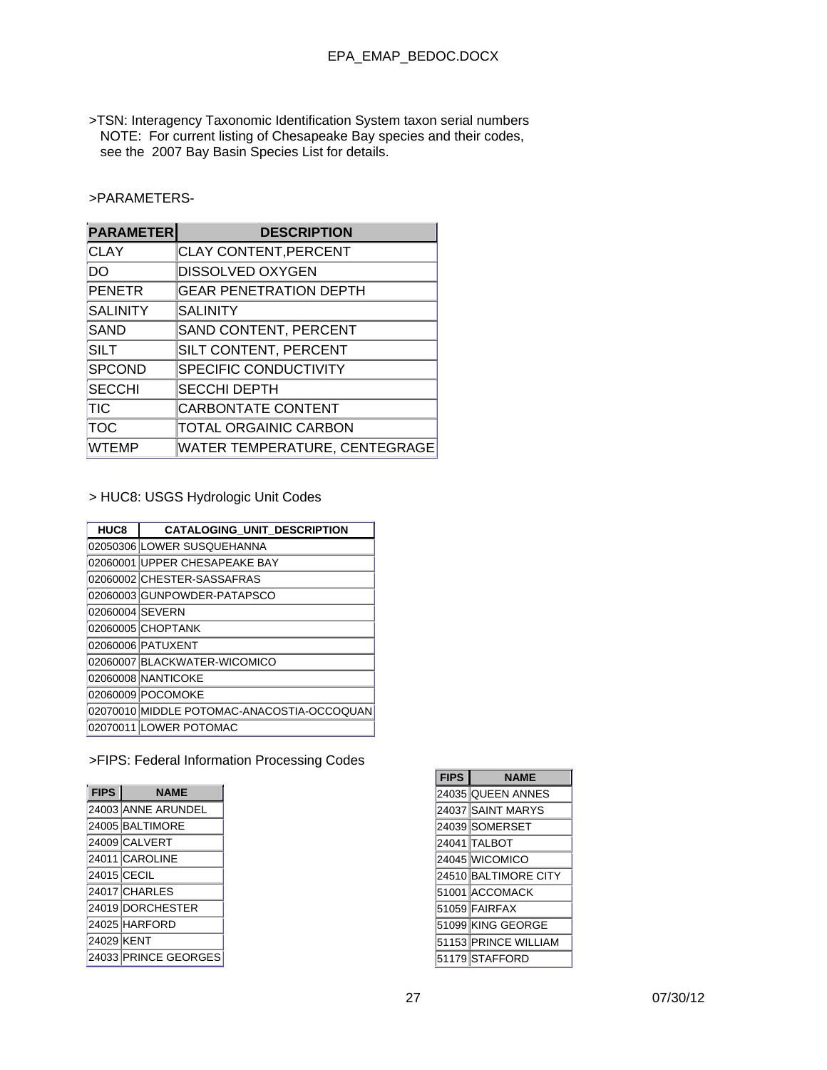>TSN: Interagency Taxonomic Identification System taxon serial numbers
NOTE: For current listing of Chesapeake Bay species and their codes, see the 2007 Bay Basin Species List for details.

>PARAMETERS-

| PARAMETER | DESCRIPTION |
|---|---|
| CLAY | CLAY CONTENT,PERCENT |
| DO | DISSOLVED OXYGEN |
| PENETR | GEAR PENETRATION DEPTH |
| SALINITY | SALINITY |
| SAND | SAND CONTENT, PERCENT |
| SILT | SILT CONTENT, PERCENT |
| SPCOND | SPECIFIC CONDUCTIVITY |
| SECCHI | SECCHI DEPTH |
| TIC | CARBONTATE CONTENT |
| TOC | TOTAL ORGAINIC CARBON |
| WTEMP | WATER TEMPERATURE, CENTEGRAGE |

> HUC8: USGS Hydrologic Unit Codes

| HUC8 | CATALOGING_UNIT_DESCRIPTION |
|---|---|
| 02050306 | LOWER SUSQUEHANNA |
| 02060001 | UPPER CHESAPEAKE BAY |
| 02060002 | CHESTER-SASSAFRAS |
| 02060003 | GUNPOWDER-PATAPSCO |
| 02060004 | SEVERN |
| 02060005 | CHOPTANK |
| 02060006 | PATUXENT |
| 02060007 | BLACKWATER-WICOMICO |
| 02060008 | NANTICOKE |
| 02060009 | POCOMOKE |
| 02070010 | MIDDLE POTOMAC-ANACOSTIA-OCCOQUAN |
| 02070011 | LOWER POTOMAC |

>FIPS: Federal Information Processing Codes

| FIPS | NAME |
|---|---|
| 24003 | ANNE ARUNDEL |
| 24005 | BALTIMORE |
| 24009 | CALVERT |
| 24011 | CAROLINE |
| 24015 | CECIL |
| 24017 | CHARLES |
| 24019 | DORCHESTER |
| 24025 | HARFORD |
| 24029 | KENT |
| 24033 | PRINCE GEORGES |
| 24035 | QUEEN ANNES |
| 24037 | SAINT MARYS |
| 24039 | SOMERSET |
| 24041 | TALBOT |
| 24045 | WICOMICO |
| 24510 | BALTIMORE CITY |
| 51001 | ACCOMACK |
| 51059 | FAIRFAX |
| 51099 | KING GEORGE |
| 51153 | PRINCE WILLIAM |
| 51179 | STAFFORD |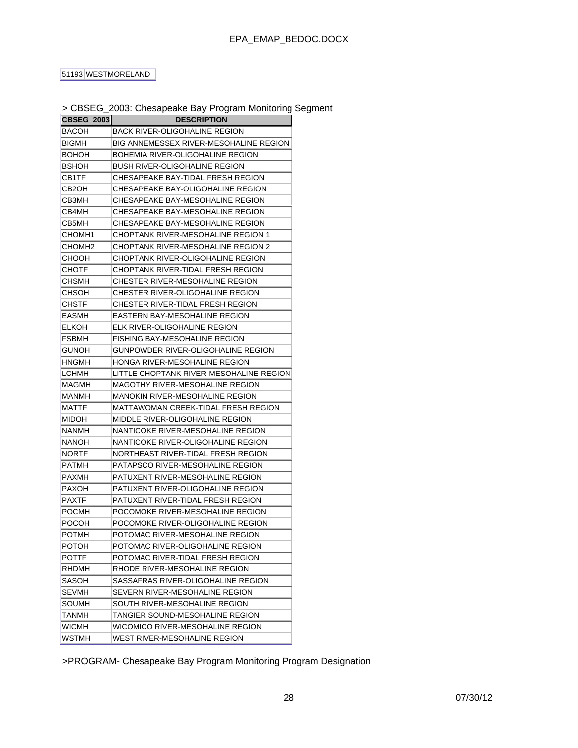| 51193 | WESTMORELAND |
|---|---|

> CBSEG_2003: Chesapeake Bay Program Monitoring Segment

| CBSEG_2003 | DESCRIPTION |
|---|---|
| BACOH | BACK RIVER-OLIGOHALINE REGION |
| BIGMH | BIG ANNEMESSEX RIVER-MESOHALINE REGION |
| BOHOH | BOHEMIA RIVER-OLIGOHALINE REGION |
| BSHOH | BUSH RIVER-OLIGOHALINE REGION |
| CB1TF | CHESAPEAKE BAY-TIDAL FRESH REGION |
| CB2OH | CHESAPEAKE BAY-OLIGOHALINE REGION |
| CB3MH | CHESAPEAKE BAY-MESOHALINE REGION |
| CB4MH | CHESAPEAKE BAY-MESOHALINE REGION |
| CB5MH | CHESAPEAKE BAY-MESOHALINE REGION |
| CHOMH1 | CHOPTANK RIVER-MESOHALINE REGION 1 |
| CHOMH2 | CHOPTANK RIVER-MESOHALINE REGION 2 |
| CHOOH | CHOPTANK RIVER-OLIGOHALINE REGION |
| CHOTF | CHOPTANK RIVER-TIDAL FRESH REGION |
| CHSMH | CHESTER RIVER-MESOHALINE REGION |
| CHSOH | CHESTER RIVER-OLIGOHALINE REGION |
| CHSTF | CHESTER RIVER-TIDAL FRESH REGION |
| EASMH | EASTERN BAY-MESOHALINE REGION |
| ELKOH | ELK RIVER-OLIGOHALINE REGION |
| FSBMH | FISHING BAY-MESOHALINE REGION |
| GUNOH | GUNPOWDER RIVER-OLIGOHALINE REGION |
| HNGMH | HONGA RIVER-MESOHALINE REGION |
| LCHMH | LITTLE CHOPTANK RIVER-MESOHALINE REGION |
| MAGMH | MAGOTHY RIVER-MESOHALINE REGION |
| MANMH | MANOKIN RIVER-MESOHALINE REGION |
| MATTF | MATTAWOMAN CREEK-TIDAL FRESH REGION |
| MIDOH | MIDDLE RIVER-OLIGOHALINE REGION |
| NANMH | NANTICOKE RIVER-MESOHALINE REGION |
| NANOH | NANTICOKE RIVER-OLIGOHALINE REGION |
| NORTF | NORTHEAST RIVER-TIDAL FRESH REGION |
| PATMH | PATAPSCO RIVER-MESOHALINE REGION |
| PAXMH | PATUXENT RIVER-MESOHALINE REGION |
| PAXOH | PATUXENT RIVER-OLIGOHALINE REGION |
| PAXTF | PATUXENT RIVER-TIDAL FRESH REGION |
| POCMH | POCOMOKE RIVER-MESOHALINE REGION |
| POCOH | POCOMOKE RIVER-OLIGOHALINE REGION |
| POTMH | POTOMAC RIVER-MESOHALINE REGION |
| POTOH | POTOMAC RIVER-OLIGOHALINE REGION |
| POTTF | POTOMAC RIVER-TIDAL FRESH REGION |
| RHDMH | RHODE RIVER-MESOHALINE REGION |
| SASOH | SASSAFRAS RIVER-OLIGOHALINE REGION |
| SEVMH | SEVERN RIVER-MESOHALINE REGION |
| SOUMH | SOUTH RIVER-MESOHALINE REGION |
| TANMH | TANGIER SOUND-MESOHALINE REGION |
| WICMH | WICOMICO RIVER-MESOHALINE REGION |
| WSTMH | WEST RIVER-MESOHALINE REGION |

>PROGRAM- Chesapeake Bay Program Monitoring Program Designation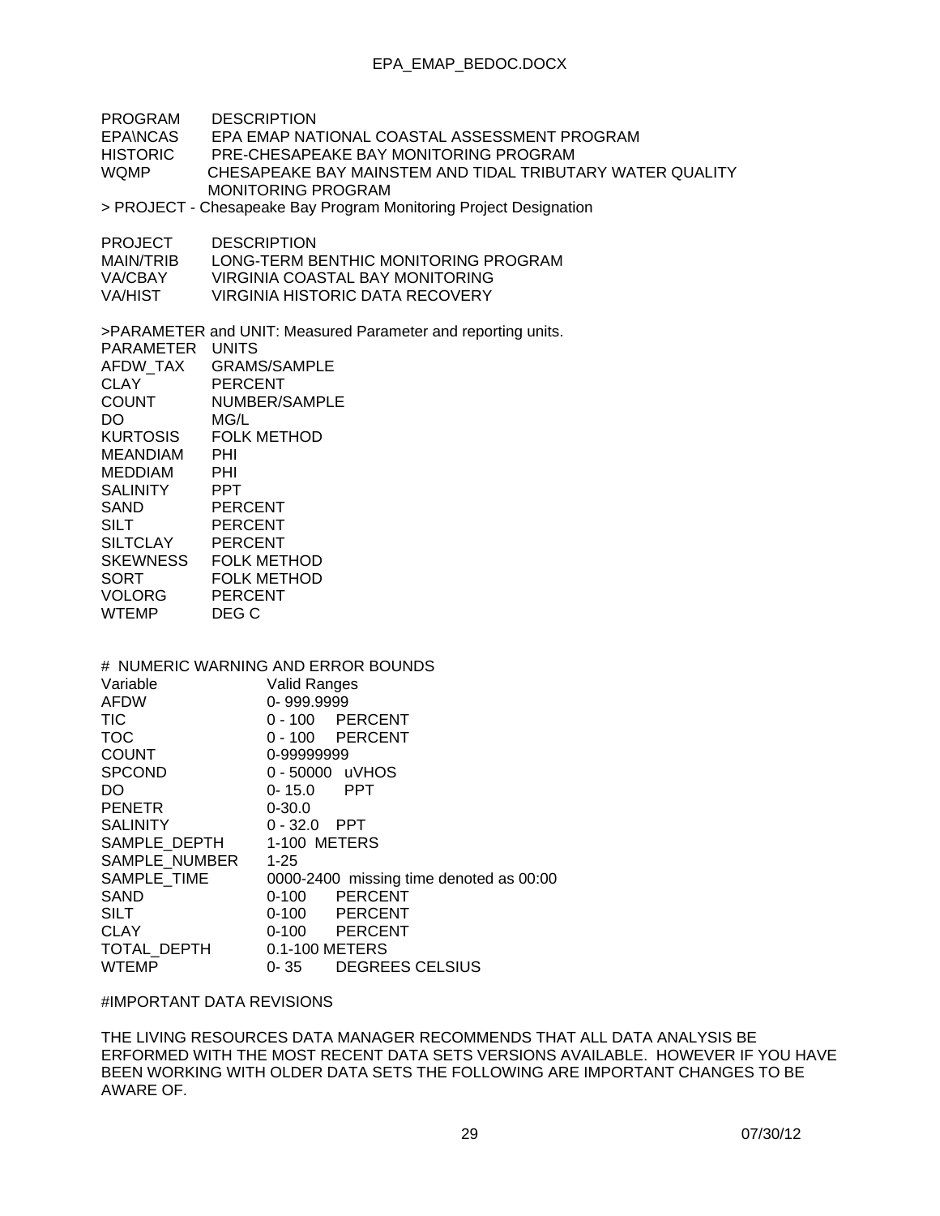| PROGRAM | DESCRIPTION |
|---|---|
| EPA\NCAS | EPA EMAP NATIONAL COASTAL ASSESSMENT PROGRAM |
| HISTORIC | PRE-CHESAPEAKE BAY MONITORING PROGRAM |
| WQMP | CHESAPEAKE BAY MAINSTEM AND TIDAL TRIBUTARY WATER QUALITY MONITORING PROGRAM |

> PROJECT - Chesapeake Bay Program Monitoring Project Designation

| PROJECT | DESCRIPTION |
|---|---|
| MAIN/TRIB | LONG-TERM BENTHIC MONITORING PROGRAM |
| VA/CBAY | VIRGINIA COASTAL BAY MONITORING |
| VA/HIST | VIRGINIA HISTORIC DATA RECOVERY |

>PARAMETER and UNIT: Measured Parameter and reporting units.

| PARAMETER | UNITS |
|---|---|
| AFDW_TAX | GRAMS/SAMPLE |
| CLAY | PERCENT |
| COUNT | NUMBER/SAMPLE |
| DO | MG/L |
| KURTOSIS | FOLK METHOD |
| MEANDIAM | PHI |
| MEDDIAM | PHI |
| SALINITY | PPT |
| SAND | PERCENT |
| SILT | PERCENT |
| SILTCLAY | PERCENT |
| SKEWNESS | FOLK METHOD |
| SORT | FOLK METHOD |
| VOLORG | PERCENT |
| WTEMP | DEG C |

# NUMERIC WARNING AND ERROR BOUNDS

| Variable | Valid Ranges |
|---|---|
| AFDW | 0- 999.9999 |
| TIC | 0 - 100 PERCENT |
| TOC | 0 - 100 PERCENT |
| COUNT | 0-99999999 |
| SPCOND | 0 - 50000 uVHOS |
| DO | 0- 15.0 PPT |
| PENETR | 0-30.0 |
| SALINITY | 0 - 32.0 PPT |
| SAMPLE_DEPTH | 1-100 METERS |
| SAMPLE_NUMBER | 1-25 |
| SAMPLE_TIME | 0000-2400 missing time denoted as 00:00 |
| SAND | 0-100 PERCENT |
| SILT | 0-100 PERCENT |
| CLAY | 0-100 PERCENT |
| TOTAL_DEPTH | 0.1-100 METERS |
| WTEMP | 0- 35 DEGREES CELSIUS |

#IMPORTANT DATA REVISIONS

THE LIVING RESOURCES DATA MANAGER RECOMMENDS THAT ALL DATA ANALYSIS BE ERFORMED WITH THE MOST RECENT DATA SETS VERSIONS AVAILABLE. HOWEVER IF YOU HAVE BEEN WORKING WITH OLDER DATA SETS THE FOLLOWING ARE IMPORTANT CHANGES TO BE AWARE OF.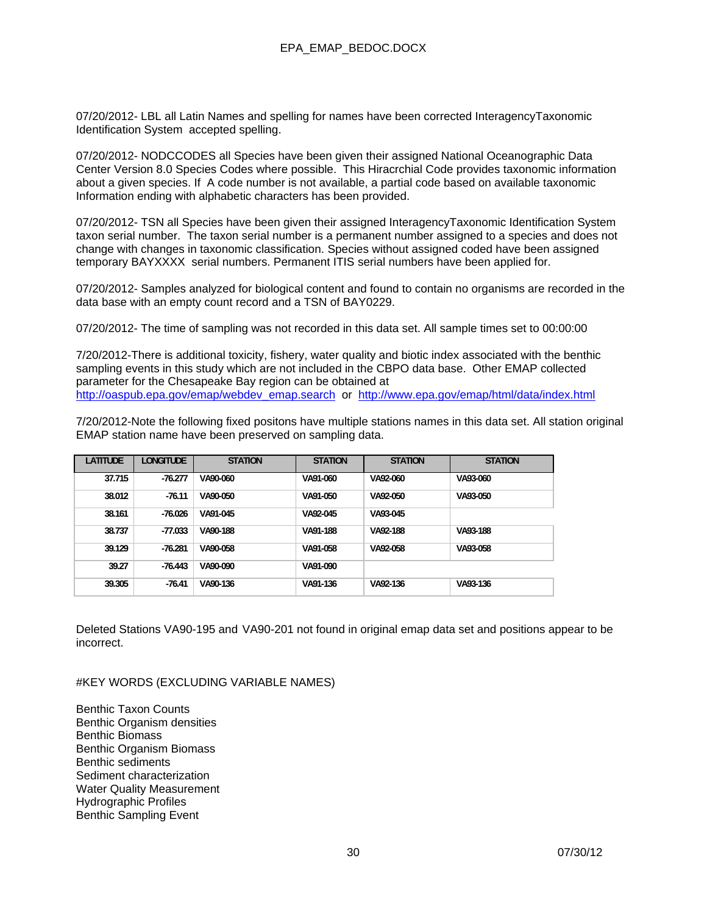07/20/2012- LBL all Latin Names and spelling for names have been corrected InteragencyTaxonomic Identification System accepted spelling.

07/20/2012- NODCCODES all Species have been given their assigned National Oceanographic Data Center Version 8.0 Species Codes where possible. This Hiracrchial Code provides taxonomic information about a given species. If A code number is not available, a partial code based on available taxonomic Information ending with alphabetic characters has been provided.

07/20/2012- TSN all Species have been given their assigned InteragencyTaxonomic Identification System taxon serial number. The taxon serial number is a permanent number assigned to a species and does not change with changes in taxonomic classification. Species without assigned coded have been assigned temporary BAYXXXX serial numbers. Permanent ITIS serial numbers have been applied for.

07/20/2012- Samples analyzed for biological content and found to contain no organisms are recorded in the data base with an empty count record and a TSN of BAY0229.

07/20/2012- The time of sampling was not recorded in this data set. All sample times set to 00:00:00

7/20/2012-There is additional toxicity, fishery, water quality and biotic index associated with the benthic sampling events in this study which are not included in the CBPO data base. Other EMAP collected parameter for the Chesapeake Bay region can be obtained at http://oaspub.epa.gov/emap/webdev_emap.search or http://www.epa.gov/emap/html/data/index.html

7/20/2012-Note the following fixed positons have multiple stations names in this data set. All station original EMAP station name have been preserved on sampling data.

| LATITUDE | LONGITUDE | STATION | STATION | STATION | STATION |
|---|---|---|---|---|---|
| 37.715 | -76.277 | VA90-060 | VA91-060 | VA92-060 | VA93-060 |
| 38.012 | -76.11 | VA90-050 | VA91-050 | VA92-050 | VA93-050 |
| 38.161 | -76.026 | VA91-045 | VA92-045 | VA93-045 | |
| 38.737 | -77.033 | VA90-188 | VA91-188 | VA92-188 | VA93-188 |
| 39.129 | -76.281 | VA90-058 | VA91-058 | VA92-058 | VA93-058 |
| 39.27 | -76.443 | VA90-090 | VA91-090 | | |
| 39.305 | -76.41 | VA90-136 | VA91-136 | VA92-136 | VA93-136 |

Deleted Stations VA90-195 and VA90-201 not found in original emap data set and positions appear to be incorrect.

#KEY WORDS (EXCLUDING VARIABLE NAMES)

Benthic Taxon Counts
Benthic Organism densities
Benthic Biomass
Benthic Organism Biomass
Benthic sediments
Sediment characterization
Water Quality Measurement
Hydrographic Profiles
Benthic Sampling Event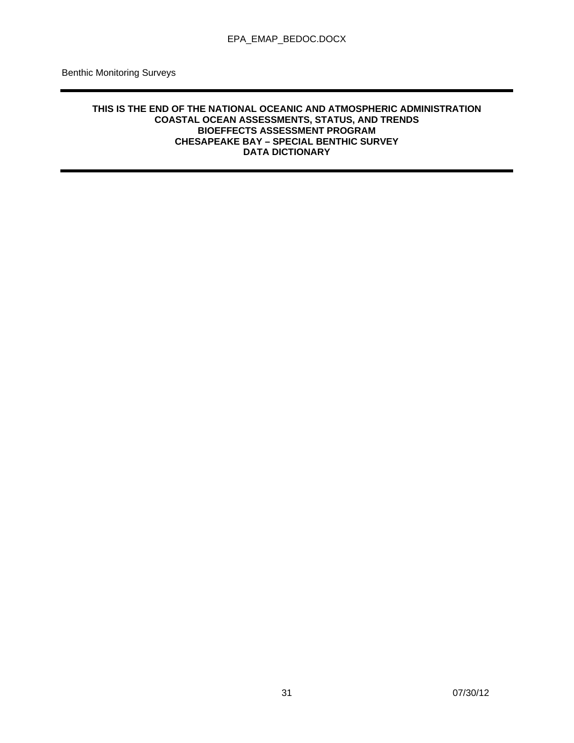**THIS IS THE END OF THE NATIONAL OCEANIC AND ATMOSPHERIC ADMINISTRATION**
**COASTAL OCEAN ASSESSMENTS, STATUS, AND TRENDS**
**BIOEFFECTS ASSESSMENT PROGRAM**
**CHESAPEAKE BAY – SPECIAL BENTHIC SURVEY**
**DATA DICTIONARY**